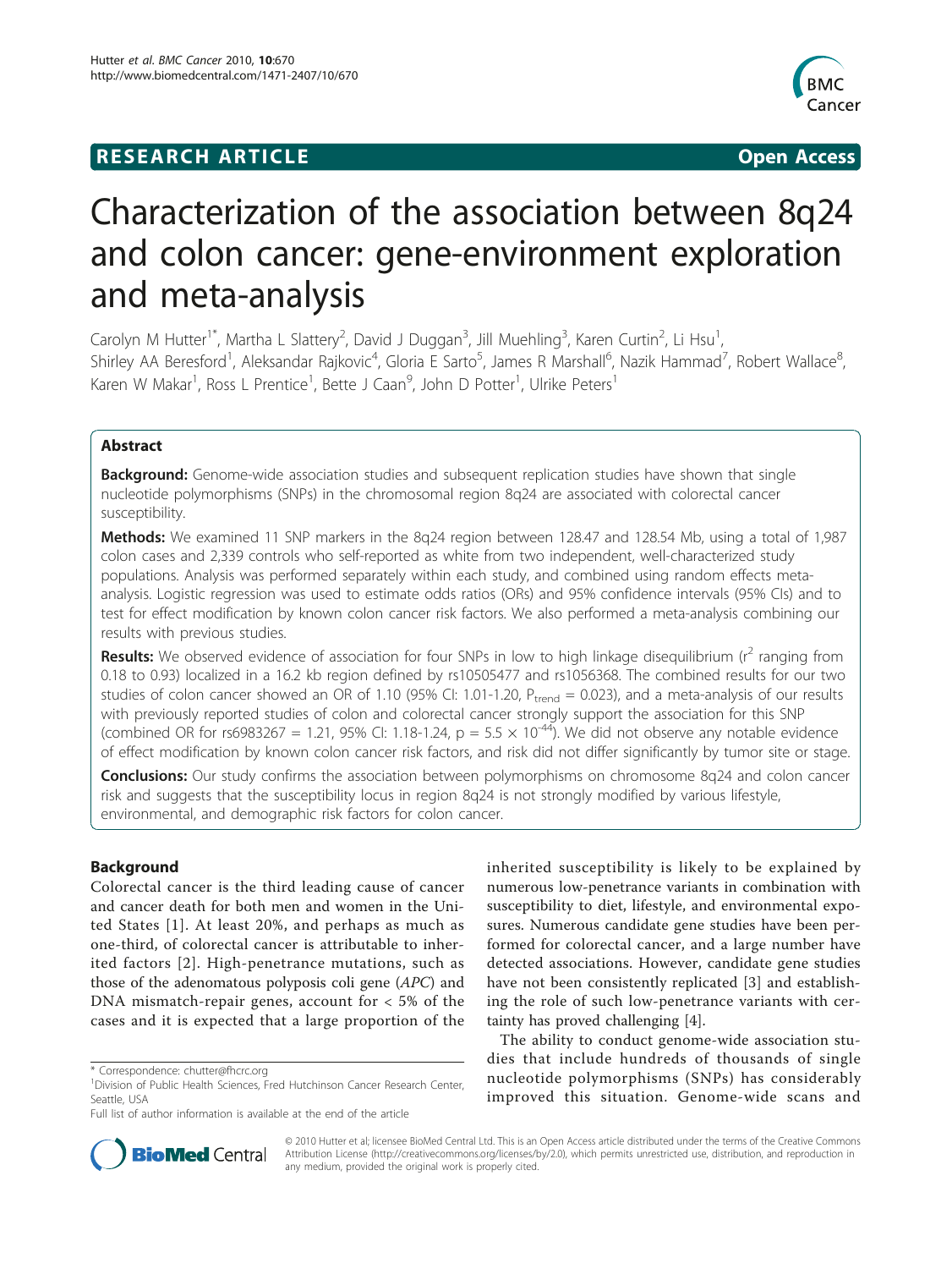**RESEARCH ARTICLE** **Open Access**

# Characterization of the association between 8q24 and colon cancer: gene-environment exploration and meta-analysis

Carolyn M Hutter[1*], Martha L Slattery[2], David J Duggan[3], Jill Muehling[3], Karen Curtin[2], Li Hsu[1], Shirley AA Beresford[1], Aleksandar Rajkovic[4], Gloria E Sarto[5], James R Marshall[6], Nazik Hammad[7], Robert Wallace[8], Karen W Makar[1], Ross L Prentice[1], Bette J Caan[9], John D Potter[1], Ulrike Peters[1]

## Abstract

**Background:** Genome-wide association studies and subsequent replication studies have shown that single nucleotide polymorphisms (SNPs) in the chromosomal region 8q24 are associated with colorectal cancer susceptibility.

**Methods:** We examined 11 SNP markers in the 8q24 region between 128.47 and 128.54 Mb, using a total of 1,987 colon cases and 2,339 controls who self-reported as white from two independent, well-characterized study populations. Analysis was performed separately within each study, and combined using random effects meta-analysis. Logistic regression was used to estimate odds ratios (ORs) and 95% confidence intervals (95% CIs) and to test for effect modification by known colon cancer risk factors. We also performed a meta-analysis combining our results with previous studies.

**Results:** We observed evidence of association for four SNPs in low to high linkage disequilibrium ($r^2$ ranging from 0.18 to 0.93) localized in a 16.2 kb region defined by rs10505477 and rs1056368. The combined results for our two studies of colon cancer showed an OR of 1.10 (95% CI: 1.01-1.20, $P_{trend}$ = 0.023), and a meta-analysis of our results with previously reported studies of colon and colorectal cancer strongly support the association for this SNP (combined OR for rs6983267 = 1.21, 95% CI: 1.18-1.24, p = 5.5 × $10^{-44}$). We did not observe any notable evidence of effect modification by known colon cancer risk factors, and risk did not differ significantly by tumor site or stage.

**Conclusions:** Our study confirms the association between polymorphisms on chromosome 8q24 and colon cancer risk and suggests that the susceptibility locus in region 8q24 is not strongly modified by various lifestyle, environmental, and demographic risk factors for colon cancer.

## Background

Colorectal cancer is the third leading cause of cancer and cancer death for both men and women in the United States [1]. At least 20%, and perhaps as much as one-third, of colorectal cancer is attributable to inherited factors [2]. High-penetrance mutations, such as those of the adenomatous polyposis coli gene (*APC*) and DNA mismatch-repair genes, account for < 5% of the cases and it is expected that a large proportion of the inherited susceptibility is likely to be explained by numerous low-penetrance variants in combination with susceptibility to diet, lifestyle, and environmental exposures. Numerous candidate gene studies have been performed for colorectal cancer, and a large number have detected associations. However, candidate gene studies have not been consistently replicated [3] and establishing the role of such low-penetrance variants with certainty has proved challenging [4].

The ability to conduct genome-wide association studies that include hundreds of thousands of single nucleotide polymorphisms (SNPs) has considerably improved this situation. Genome-wide scans and

\* Correspondence: chutter@fhcrc.org
[1]Division of Public Health Sciences, Fred Hutchinson Cancer Research Center, Seattle, USA
Full list of author information is available at the end of the article

© 2010 Hutter et al; licensee BioMed Central Ltd. This is an Open Access article distributed under the terms of the Creative Commons Attribution License (http://creativecommons.org/licenses/by/2.0), which permits unrestricted use, distribution, and reproduction in any medium, provided the original work is properly cited.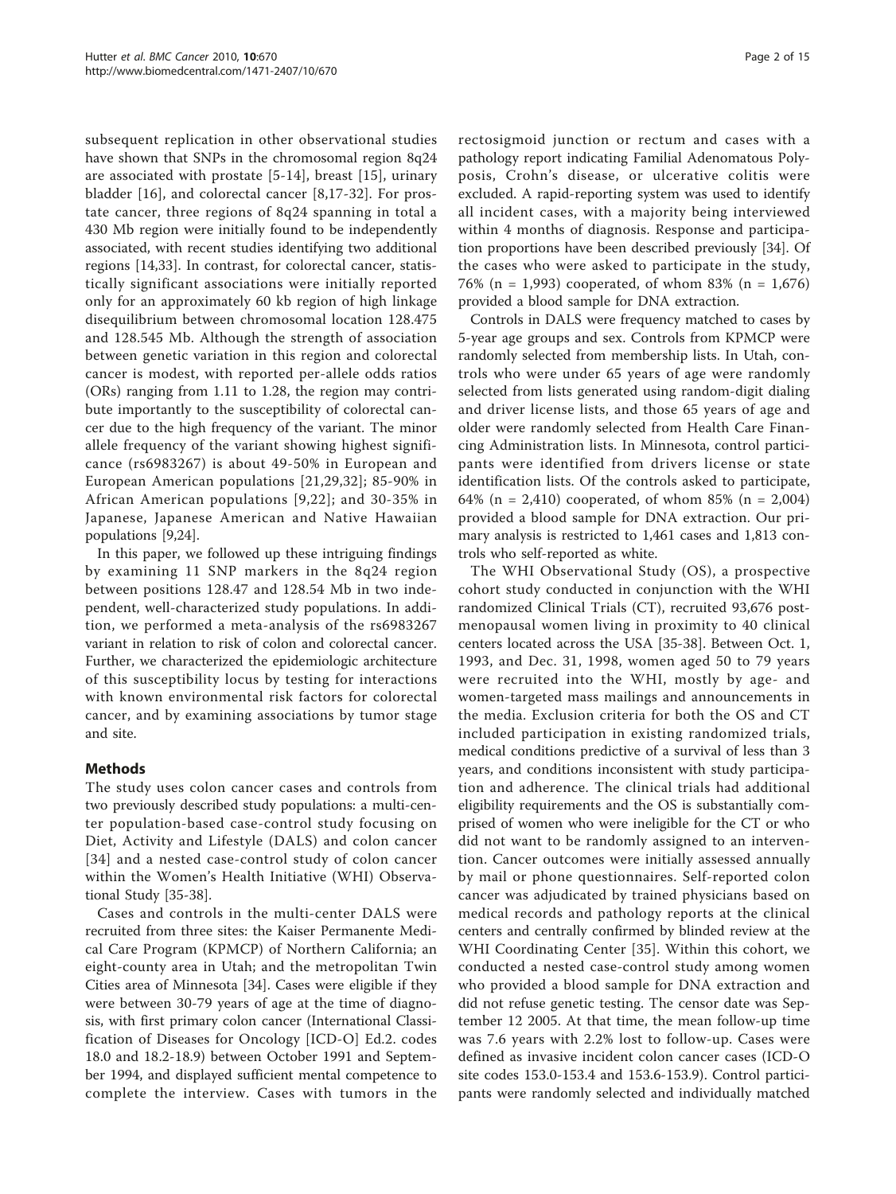subsequent replication in other observational studies have shown that SNPs in the chromosomal region 8q24 are associated with prostate [5-14], breast [15], urinary bladder [16], and colorectal cancer [8,17-32]. For prostate cancer, three regions of 8q24 spanning in total a 430 Mb region were initially found to be independently associated, with recent studies identifying two additional regions [14,33]. In contrast, for colorectal cancer, statistically significant associations were initially reported only for an approximately 60 kb region of high linkage disequilibrium between chromosomal location 128.475 and 128.545 Mb. Although the strength of association between genetic variation in this region and colorectal cancer is modest, with reported per-allele odds ratios (ORs) ranging from 1.11 to 1.28, the region may contribute importantly to the susceptibility of colorectal cancer due to the high frequency of the variant. The minor allele frequency of the variant showing highest significance (rs6983267) is about 49-50% in European and European American populations [21,29,32]; 85-90% in African American populations [9,22]; and 30-35% in Japanese, Japanese American and Native Hawaiian populations [9,24].

In this paper, we followed up these intriguing findings by examining 11 SNP markers in the 8q24 region between positions 128.47 and 128.54 Mb in two independent, well-characterized study populations. In addition, we performed a meta-analysis of the rs6983267 variant in relation to risk of colon and colorectal cancer. Further, we characterized the epidemiologic architecture of this susceptibility locus by testing for interactions with known environmental risk factors for colorectal cancer, and by examining associations by tumor stage and site.

## Methods

The study uses colon cancer cases and controls from two previously described study populations: a multi-center population-based case-control study focusing on Diet, Activity and Lifestyle (DALS) and colon cancer [34] and a nested case-control study of colon cancer within the Women's Health Initiative (WHI) Observational Study [35-38].

Cases and controls in the multi-center DALS were recruited from three sites: the Kaiser Permanente Medical Care Program (KPMCP) of Northern California; an eight-county area in Utah; and the metropolitan Twin Cities area of Minnesota [34]. Cases were eligible if they were between 30-79 years of age at the time of diagnosis, with first primary colon cancer (International Classification of Diseases for Oncology [ICD-O] Ed.2. codes 18.0 and 18.2-18.9) between October 1991 and September 1994, and displayed sufficient mental competence to complete the interview. Cases with tumors in the rectosigmoid junction or rectum and cases with a pathology report indicating Familial Adenomatous Polyposis, Crohn's disease, or ulcerative colitis were excluded. A rapid-reporting system was used to identify all incident cases, with a majority being interviewed within 4 months of diagnosis. Response and participation proportions have been described previously [34]. Of the cases who were asked to participate in the study, 76% (n = 1,993) cooperated, of whom 83% (n = 1,676) provided a blood sample for DNA extraction.

Controls in DALS were frequency matched to cases by 5-year age groups and sex. Controls from KPMCP were randomly selected from membership lists. In Utah, controls who were under 65 years of age were randomly selected from lists generated using random-digit dialing and driver license lists, and those 65 years of age and older were randomly selected from Health Care Financing Administration lists. In Minnesota, control participants were identified from drivers license or state identification lists. Of the controls asked to participate, 64% (n = 2,410) cooperated, of whom 85% (n = 2,004) provided a blood sample for DNA extraction. Our primary analysis is restricted to 1,461 cases and 1,813 controls who self-reported as white.

The WHI Observational Study (OS), a prospective cohort study conducted in conjunction with the WHI randomized Clinical Trials (CT), recruited 93,676 postmenopausal women living in proximity to 40 clinical centers located across the USA [35-38]. Between Oct. 1, 1993, and Dec. 31, 1998, women aged 50 to 79 years were recruited into the WHI, mostly by age- and women-targeted mass mailings and announcements in the media. Exclusion criteria for both the OS and CT included participation in existing randomized trials, medical conditions predictive of a survival of less than 3 years, and conditions inconsistent with study participation and adherence. The clinical trials had additional eligibility requirements and the OS is substantially comprised of women who were ineligible for the CT or who did not want to be randomly assigned to an intervention. Cancer outcomes were initially assessed annually by mail or phone questionnaires. Self-reported colon cancer was adjudicated by trained physicians based on medical records and pathology reports at the clinical centers and centrally confirmed by blinded review at the WHI Coordinating Center [35]. Within this cohort, we conducted a nested case-control study among women who provided a blood sample for DNA extraction and did not refuse genetic testing. The censor date was September 12 2005. At that time, the mean follow-up time was 7.6 years with 2.2% lost to follow-up. Cases were defined as invasive incident colon cancer cases (ICD-O site codes 153.0-153.4 and 153.6-153.9). Control participants were randomly selected and individually matched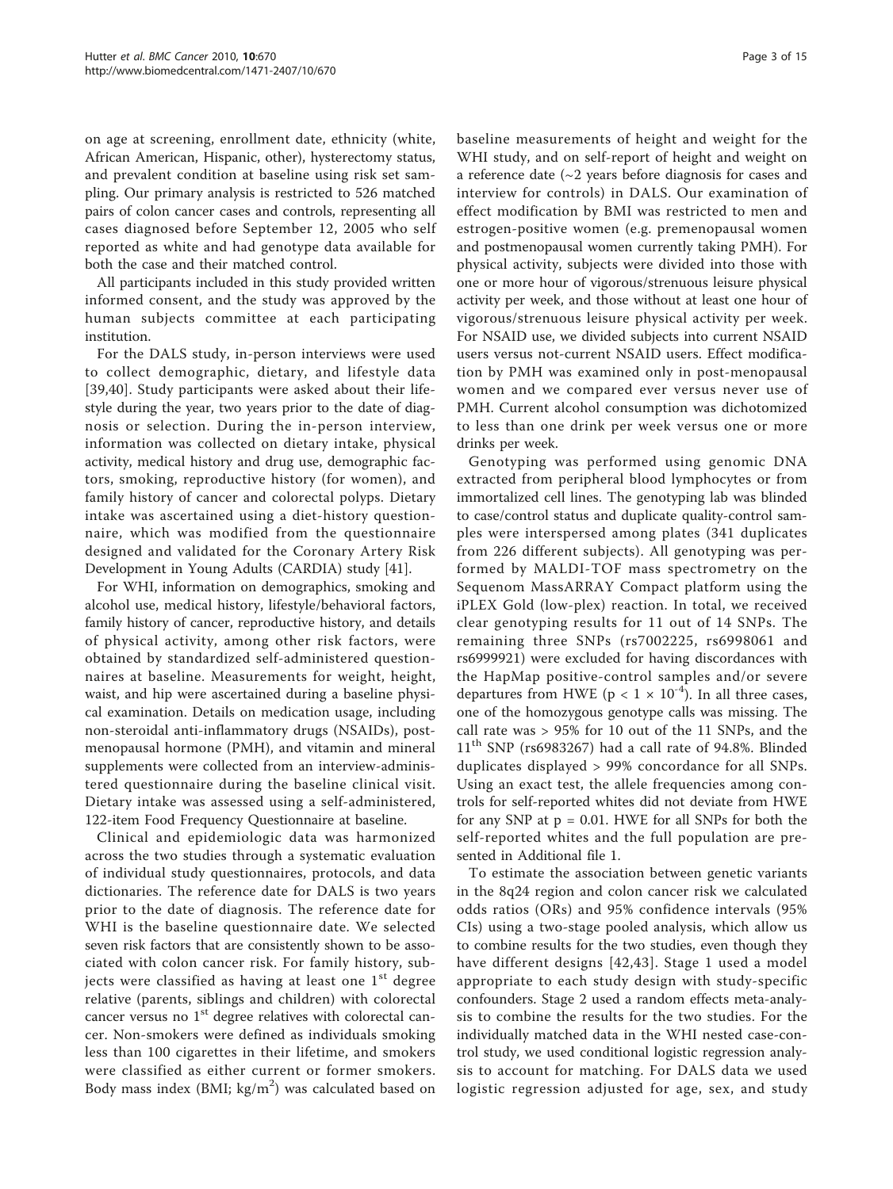on age at screening, enrollment date, ethnicity (white, African American, Hispanic, other), hysterectomy status, and prevalent condition at baseline using risk set sampling. Our primary analysis is restricted to 526 matched pairs of colon cancer cases and controls, representing all cases diagnosed before September 12, 2005 who self reported as white and had genotype data available for both the case and their matched control.

All participants included in this study provided written informed consent, and the study was approved by the human subjects committee at each participating institution.

For the DALS study, in-person interviews were used to collect demographic, dietary, and lifestyle data [39,40]. Study participants were asked about their lifestyle during the year, two years prior to the date of diagnosis or selection. During the in-person interview, information was collected on dietary intake, physical activity, medical history and drug use, demographic factors, smoking, reproductive history (for women), and family history of cancer and colorectal polyps. Dietary intake was ascertained using a diet-history questionnaire, which was modified from the questionnaire designed and validated for the Coronary Artery Risk Development in Young Adults (CARDIA) study [41].

For WHI, information on demographics, smoking and alcohol use, medical history, lifestyle/behavioral factors, family history of cancer, reproductive history, and details of physical activity, among other risk factors, were obtained by standardized self-administered questionnaires at baseline. Measurements for weight, height, waist, and hip were ascertained during a baseline physical examination. Details on medication usage, including non-steroidal anti-inflammatory drugs (NSAIDs), postmenopausal hormone (PMH), and vitamin and mineral supplements were collected from an interview-administered questionnaire during the baseline clinical visit. Dietary intake was assessed using a self-administered, 122-item Food Frequency Questionnaire at baseline.

Clinical and epidemiologic data was harmonized across the two studies through a systematic evaluation of individual study questionnaires, protocols, and data dictionaries. The reference date for DALS is two years prior to the date of diagnosis. The reference date for WHI is the baseline questionnaire date. We selected seven risk factors that are consistently shown to be associated with colon cancer risk. For family history, subjects were classified as having at least one 1st degree relative (parents, siblings and children) with colorectal cancer versus no 1st degree relatives with colorectal cancer. Non-smokers were defined as individuals smoking less than 100 cigarettes in their lifetime, and smokers were classified as either current or former smokers. Body mass index (BMI; $kg/m^2$) was calculated based on baseline measurements of height and weight for the WHI study, and on self-report of height and weight on a reference date (~2 years before diagnosis for cases and interview for controls) in DALS. Our examination of effect modification by BMI was restricted to men and estrogen-positive women (e.g. premenopausal women and postmenopausal women currently taking PMH). For physical activity, subjects were divided into those with one or more hour of vigorous/strenuous leisure physical activity per week, and those without at least one hour of vigorous/strenuous leisure physical activity per week. For NSAID use, we divided subjects into current NSAID users versus not-current NSAID users. Effect modification by PMH was examined only in post-menopausal women and we compared ever versus never use of PMH. Current alcohol consumption was dichotomized to less than one drink per week versus one or more drinks per week.

Genotyping was performed using genomic DNA extracted from peripheral blood lymphocytes or from immortalized cell lines. The genotyping lab was blinded to case/control status and duplicate quality-control samples were interspersed among plates (341 duplicates from 226 different subjects). All genotyping was performed by MALDI-TOF mass spectrometry on the Sequenom MassARRAY Compact platform using the iPLEX Gold (low-plex) reaction. In total, we received clear genotyping results for 11 out of 14 SNPs. The remaining three SNPs (rs7002225, rs6998061 and rs6999921) were excluded for having discordances with the HapMap positive-control samples and/or severe departures from HWE ($p < 1 \times 10^{-4}$). In all three cases, one of the homozygous genotype calls was missing. The call rate was > 95% for 10 out of the 11 SNPs, and the 11th SNP (rs6983267) had a call rate of 94.8%. Blinded duplicates displayed > 99% concordance for all SNPs. Using an exact test, the allele frequencies among controls for self-reported whites did not deviate from HWE for any SNP at $p = 0.01$. HWE for all SNPs for both the self-reported whites and the full population are presented in Additional file 1.

To estimate the association between genetic variants in the 8q24 region and colon cancer risk we calculated odds ratios (ORs) and 95% confidence intervals (95% CIs) using a two-stage pooled analysis, which allow us to combine results for the two studies, even though they have different designs [42,43]. Stage 1 used a model appropriate to each study design with study-specific confounders. Stage 2 used a random effects meta-analysis to combine the results for the two studies. For the individually matched data in the WHI nested case-control study, we used conditional logistic regression analysis to account for matching. For DALS data we used logistic regression adjusted for age, sex, and study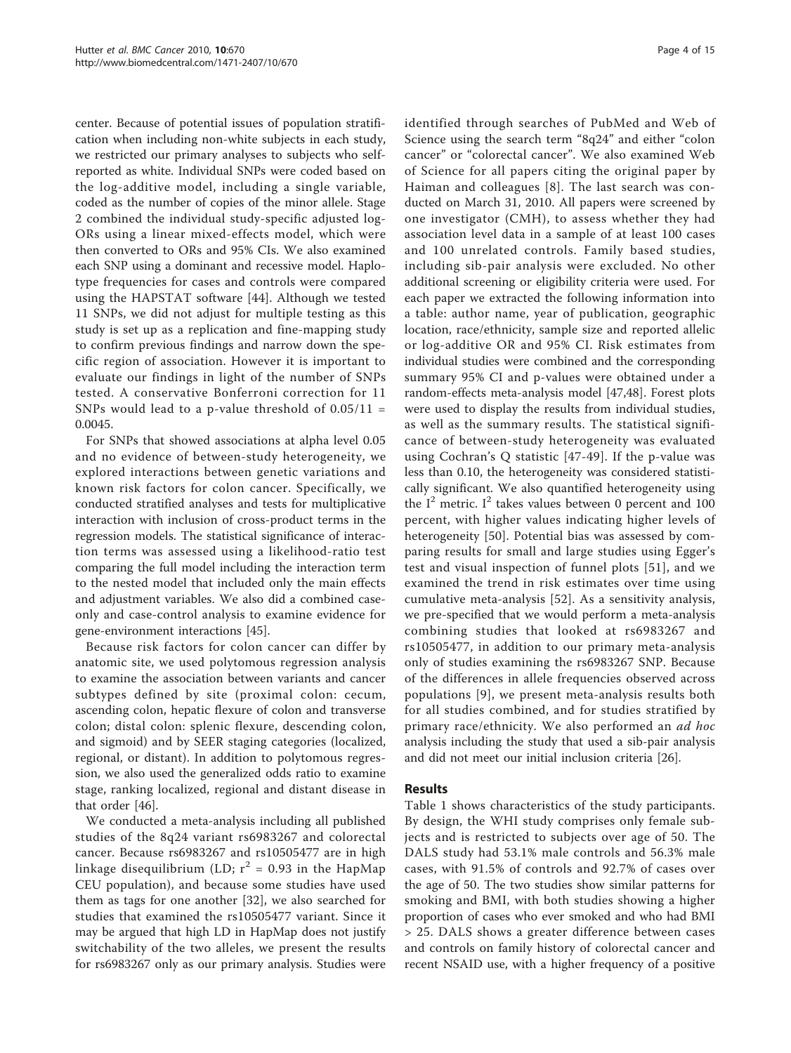center. Because of potential issues of population stratification when including non-white subjects in each study, we restricted our primary analyses to subjects who self-reported as white. Individual SNPs were coded based on the log-additive model, including a single variable, coded as the number of copies of the minor allele. Stage 2 combined the individual study-specific adjusted log-ORs using a linear mixed-effects model, which were then converted to ORs and 95% CIs. We also examined each SNP using a dominant and recessive model. Haplotype frequencies for cases and controls were compared using the HAPSTAT software [44]. Although we tested 11 SNPs, we did not adjust for multiple testing as this study is set up as a replication and fine-mapping study to confirm previous findings and narrow down the specific region of association. However it is important to evaluate our findings in light of the number of SNPs tested. A conservative Bonferroni correction for 11 SNPs would lead to a p-value threshold of $0.05/11 = 0.0045$.

For SNPs that showed associations at alpha level 0.05 and no evidence of between-study heterogeneity, we explored interactions between genetic variations and known risk factors for colon cancer. Specifically, we conducted stratified analyses and tests for multiplicative interaction with inclusion of cross-product terms in the regression models. The statistical significance of interaction terms was assessed using a likelihood-ratio test comparing the full model including the interaction term to the nested model that included only the main effects and adjustment variables. We also did a combined case-only and case-control analysis to examine evidence for gene-environment interactions [45].

Because risk factors for colon cancer can differ by anatomic site, we used polytomous regression analysis to examine the association between variants and cancer subtypes defined by site (proximal colon: cecum, ascending colon, hepatic flexure of colon and transverse colon; distal colon: splenic flexure, descending colon, and sigmoid) and by SEER staging categories (localized, regional, or distant). In addition to polytomous regression, we also used the generalized odds ratio to examine stage, ranking localized, regional and distant disease in that order [46].

We conducted a meta-analysis including all published studies of the 8q24 variant rs6983267 and colorectal cancer. Because rs6983267 and rs10505477 are in high linkage disequilibrium (LD; $r^2 = 0.93$ in the HapMap CEU population), and because some studies have used them as tags for one another [32], we also searched for studies that examined the rs10505477 variant. Since it may be argued that high LD in HapMap does not justify switchability of the two alleles, we present the results for rs6983267 only as our primary analysis. Studies were identified through searches of PubMed and Web of Science using the search term "8q24" and either "colon cancer" or "colorectal cancer". We also examined Web of Science for all papers citing the original paper by Haiman and colleagues [8]. The last search was conducted on March 31, 2010. All papers were screened by one investigator (CMH), to assess whether they had association level data in a sample of at least 100 cases and 100 unrelated controls. Family based studies, including sib-pair analysis were excluded. No other additional screening or eligibility criteria were used. For each paper we extracted the following information into a table: author name, year of publication, geographic location, race/ethnicity, sample size and reported allelic or log-additive OR and 95% CI. Risk estimates from individual studies were combined and the corresponding summary 95% CI and p-values were obtained under a random-effects meta-analysis model [47,48]. Forest plots were used to display the results from individual studies, as well as the summary results. The statistical significance of between-study heterogeneity was evaluated using Cochran's Q statistic [47-49]. If the p-value was less than 0.10, the heterogeneity was considered statistically significant. We also quantified heterogeneity using the $I^2$ metric. $I^2$ takes values between 0 percent and 100 percent, with higher values indicating higher levels of heterogeneity [50]. Potential bias was assessed by comparing results for small and large studies using Egger's test and visual inspection of funnel plots [51], and we examined the trend in risk estimates over time using cumulative meta-analysis [52]. As a sensitivity analysis, we pre-specified that we would perform a meta-analysis combining studies that looked at rs6983267 and rs10505477, in addition to our primary meta-analysis only of studies examining the rs6983267 SNP. Because of the differences in allele frequencies observed across populations [9], we present meta-analysis results both for all studies combined, and for studies stratified by primary race/ethnicity. We also performed an *ad hoc* analysis including the study that used a sib-pair analysis and did not meet our initial inclusion criteria [26].

## Results

Table 1 shows characteristics of the study participants. By design, the WHI study comprises only female subjects and is restricted to subjects over age of 50. The DALS study had 53.1% male controls and 56.3% male cases, with 91.5% of controls and 92.7% of cases over the age of 50. The two studies show similar patterns for smoking and BMI, with both studies showing a higher proportion of cases who ever smoked and who had BMI > 25. DALS shows a greater difference between cases and controls on family history of colorectal cancer and recent NSAID use, with a higher frequency of a positive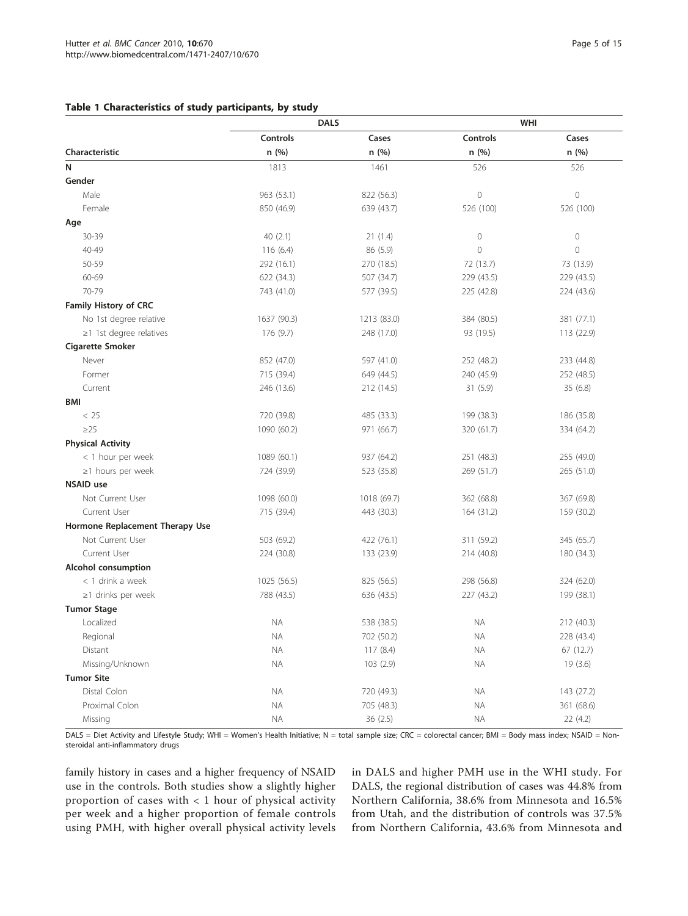**Table 1 Characteristics of study participants, by study**

| | DALS | | WHI | |
|---|---|---|---|---|
| | Controls | Cases | Controls | Cases |
| Characteristic | n (%) | n (%) | n (%) | n (%) |
| N | 1813 | 1461 | 526 | 526 |
| **Gender** | | | | |
| Male | 963 (53.1) | 822 (56.3) | 0 | 0 |
| Female | 850 (46.9) | 639 (43.7) | 526 (100) | 526 (100) |
| **Age** | | | | |
| 30-39 | 40 (2.1) | 21 (1.4) | 0 | 0 |
| 40-49 | 116 (6.4) | 86 (5.9) | 0 | 0 |
| 50-59 | 292 (16.1) | 270 (18.5) | 72 (13.7) | 73 (13.9) |
| 60-69 | 622 (34.3) | 507 (34.7) | 229 (43.5) | 229 (43.5) |
| 70-79 | 743 (41.0) | 577 (39.5) | 225 (42.8) | 224 (43.6) |
| **Family History of CRC** | | | | |
| No 1st degree relative | 1637 (90.3) | 1213 (83.0) | 384 (80.5) | 381 (77.1) |
| ≥1 1st degree relatives | 176 (9.7) | 248 (17.0) | 93 (19.5) | 113 (22.9) |
| **Cigarette Smoker** | | | | |
| Never | 852 (47.0) | 597 (41.0) | 252 (48.2) | 233 (44.8) |
| Former | 715 (39.4) | 649 (44.5) | 240 (45.9) | 252 (48.5) |
| Current | 246 (13.6) | 212 (14.5) | 31 (5.9) | 35 (6.8) |
| **BMI** | | | | |
| < 25 | 720 (39.8) | 485 (33.3) | 199 (38.3) | 186 (35.8) |
| ≥25 | 1090 (60.2) | 971 (66.7) | 320 (61.7) | 334 (64.2) |
| **Physical Activity** | | | | |
| < 1 hour per week | 1089 (60.1) | 937 (64.2) | 251 (48.3) | 255 (49.0) |
| ≥1 hours per week | 724 (39.9) | 523 (35.8) | 269 (51.7) | 265 (51.0) |
| **NSAID use** | | | | |
| Not Current User | 1098 (60.0) | 1018 (69.7) | 362 (68.8) | 367 (69.8) |
| Current User | 715 (39.4) | 443 (30.3) | 164 (31.2) | 159 (30.2) |
| **Hormone Replacement Therapy Use** | | | | |
| Not Current User | 503 (69.2) | 422 (76.1) | 311 (59.2) | 345 (65.7) |
| Current User | 224 (30.8) | 133 (23.9) | 214 (40.8) | 180 (34.3) |
| **Alcohol consumption** | | | | |
| < 1 drink a week | 1025 (56.5) | 825 (56.5) | 298 (56.8) | 324 (62.0) |
| ≥1 drinks per week | 788 (43.5) | 636 (43.5) | 227 (43.2) | 199 (38.1) |
| **Tumor Stage** | | | | |
| Localized | NA | 538 (38.5) | NA | 212 (40.3) |
| Regional | NA | 702 (50.2) | NA | 228 (43.4) |
| Distant | NA | 117 (8.4) | NA | 67 (12.7) |
| Missing/Unknown | NA | 103 (2.9) | NA | 19 (3.6) |
| **Tumor Site** | | | | |
| Distal Colon | NA | 720 (49.3) | NA | 143 (27.2) |
| Proximal Colon | NA | 705 (48.3) | NA | 361 (68.6) |
| Missing | NA | 36 (2.5) | NA | 22 (4.2) |

DALS = Diet Activity and Lifestyle Study; WHI = Women's Health Initiative; N = total sample size; CRC = colorectal cancer; BMI = Body mass index; NSAID = Non-steroidal anti-inflammatory drugs

family history in cases and a higher frequency of NSAID use in the controls. Both studies show a slightly higher proportion of cases with < 1 hour of physical activity per week and a higher proportion of female controls using PMH, with higher overall physical activity levels in DALS and higher PMH use in the WHI study. For DALS, the regional distribution of cases was 44.8% from Northern California, 38.6% from Minnesota and 16.5% from Utah, and the distribution of controls was 37.5% from Northern California, 43.6% from Minnesota and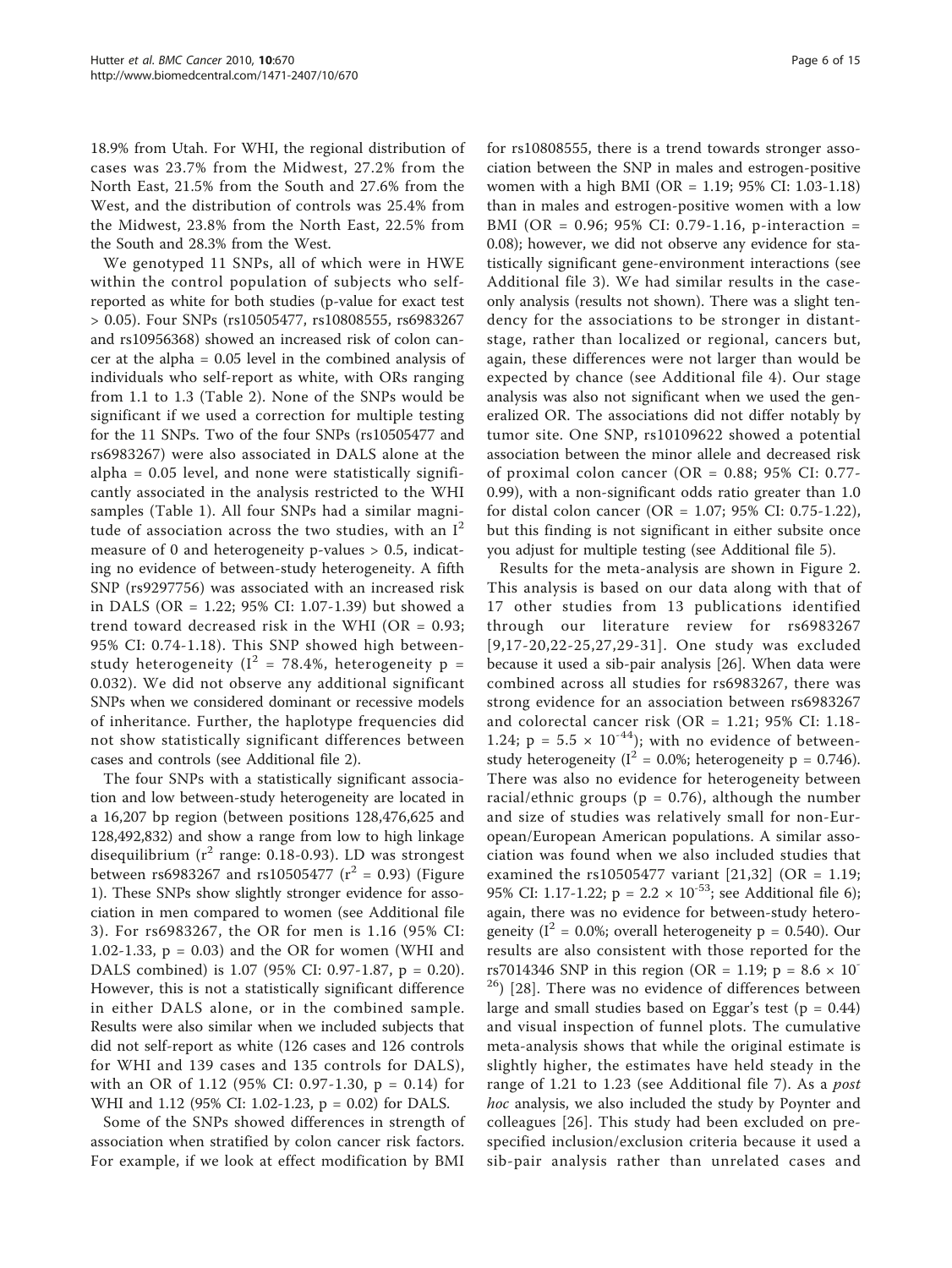18.9% from Utah. For WHI, the regional distribution of cases was 23.7% from the Midwest, 27.2% from the North East, 21.5% from the South and 27.6% from the West, and the distribution of controls was 25.4% from the Midwest, 23.8% from the North East, 22.5% from the South and 28.3% from the West.

We genotyped 11 SNPs, all of which were in HWE within the control population of subjects who self-reported as white for both studies (p-value for exact test > 0.05). Four SNPs (rs10505477, rs10808555, rs6983267 and rs10956368) showed an increased risk of colon cancer at the alpha = 0.05 level in the combined analysis of individuals who self-report as white, with ORs ranging from 1.1 to 1.3 (Table 2). None of the SNPs would be significant if we used a correction for multiple testing for the 11 SNPs. Two of the four SNPs (rs10505477 and rs6983267) were also associated in DALS alone at the alpha = 0.05 level, and none were statistically significantly associated in the analysis restricted to the WHI samples (Table 1). All four SNPs had a similar magnitude of association across the two studies, with an $I^2$ measure of 0 and heterogeneity p-values > 0.5, indicating no evidence of between-study heterogeneity. A fifth SNP (rs9297756) was associated with an increased risk in DALS (OR = 1.22; 95% CI: 1.07-1.39) but showed a trend toward decreased risk in the WHI (OR = 0.93; 95% CI: 0.74-1.18). This SNP showed high between-study heterogeneity ($I^2$ = 78.4%, heterogeneity p = 0.032). We did not observe any additional significant SNPs when we considered dominant or recessive models of inheritance. Further, the haplotype frequencies did not show statistically significant differences between cases and controls (see Additional file 2).

The four SNPs with a statistically significant association and low between-study heterogeneity are located in a 16,207 bp region (between positions 128,476,625 and 128,492,832) and show a range from low to high linkage disequilibrium ($r^2$ range: 0.18-0.93). LD was strongest between rs6983267 and rs10505477 ($r^2$ = 0.93) (Figure 1). These SNPs show slightly stronger evidence for association in men compared to women (see Additional file 3). For rs6983267, the OR for men is 1.16 (95% CI: 1.02-1.33, p = 0.03) and the OR for women (WHI and DALS combined) is 1.07 (95% CI: 0.97-1.87, p = 0.20). However, this is not a statistically significant difference in either DALS alone, or in the combined sample. Results were also similar when we included subjects that did not self-report as white (126 cases and 126 controls for WHI and 139 cases and 135 controls for DALS), with an OR of 1.12 (95% CI: 0.97-1.30, p = 0.14) for WHI and 1.12 (95% CI: 1.02-1.23, p = 0.02) for DALS.

Some of the SNPs showed differences in strength of association when stratified by colon cancer risk factors. For example, if we look at effect modification by BMI for rs10808555, there is a trend towards stronger association between the SNP in males and estrogen-positive women with a high BMI (OR = 1.19; 95% CI: 1.03-1.18) than in males and estrogen-positive women with a low BMI (OR = 0.96; 95% CI: 0.79-1.16, p-interaction = 0.08); however, we did not observe any evidence for statistically significant gene-environment interactions (see Additional file 3). We had similar results in the case-only analysis (results not shown). There was a slight tendency for the associations to be stronger in distant-stage, rather than localized or regional, cancers but, again, these differences were not larger than would be expected by chance (see Additional file 4). Our stage analysis was also not significant when we used the generalized OR. The associations did not differ notably by tumor site. One SNP, rs10109622 showed a potential association between the minor allele and decreased risk of proximal colon cancer (OR = 0.88; 95% CI: 0.77-0.99), with a non-significant odds ratio greater than 1.0 for distal colon cancer (OR = 1.07; 95% CI: 0.75-1.22), but this finding is not significant in either subsite once you adjust for multiple testing (see Additional file 5).

Results for the meta-analysis are shown in Figure 2. This analysis is based on our data along with that of 17 other studies from 13 publications identified through our literature review for rs6983267 [9,17-20,22-25,27,29-31]. One study was excluded because it used a sib-pair analysis [26]. When data were combined across all studies for rs6983267, there was strong evidence for an association between rs6983267 and colorectal cancer risk (OR = 1.21; 95% CI: 1.18-1.24; p = $5.5 \times 10^{-44}$); with no evidence of between-study heterogeneity ($I^2$ = 0.0%; heterogeneity p = 0.746). There was also no evidence for heterogeneity between racial/ethnic groups (p = 0.76), although the number and size of studies was relatively small for non-European/European American populations. A similar association was found when we also included studies that examined the rs10505477 variant [21,32] (OR = 1.19; 95% CI: 1.17-1.22; p = $2.2 \times 10^{-53}$; see Additional file 6); again, there was no evidence for between-study heterogeneity ($I^2$ = 0.0%; overall heterogeneity p = 0.540). Our results are also consistent with those reported for the rs7014346 SNP in this region (OR = 1.19; p = $8.6 \times 10^{-26}$) [28]. There was no evidence of differences between large and small studies based on Eggar's test (p = 0.44) and visual inspection of funnel plots. The cumulative meta-analysis shows that while the original estimate is slightly higher, the estimates have held steady in the range of 1.21 to 1.23 (see Additional file 7). As a *post hoc* analysis, we also included the study by Poynter and colleagues [26]. This study had been excluded on pre-specified inclusion/exclusion criteria because it used a sib-pair analysis rather than unrelated cases and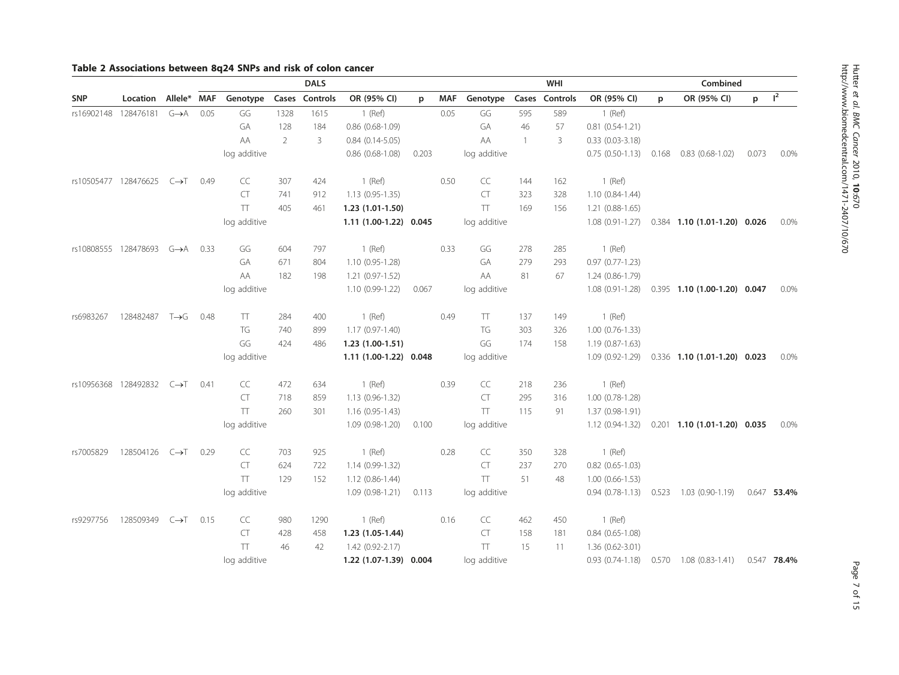**Table 2 Associations between 8q24 SNPs and risk of colon cancer**

| | | | DALS | | | | | | WHI | | | | | | Combined | | |
|---|---|---|---|---|---|---|---|---|---|---|---|---|---|---|---|---|---|
| SNP | Location | Allele* | MAF | Genotype | Cases | Controls | OR (95% CI) | p | MAF | Genotype | Cases | Controls | OR (95% CI) | p | OR (95% CI) | p | $I^2$ |
| rs16902148 | 128476181 | G→A | 0.05 | GG | 1328 | 1615 | 1 (Ref) | | 0.05 | GG | 595 | 589 | 1 (Ref) | | | | |
| | | | | GA | 128 | 184 | 0.86 (0.68-1.09) | | | GA | 46 | 57 | 0.81 (0.54-1.21) | | | | |
| | | | | AA | 2 | 3 | 0.84 (0.14-5.05) | | | AA | 1 | 3 | 0.33 (0.03-3.18) | | | | |
| | | | | log additive | | | 0.86 (0.68-1.08) | 0.203 | | log additive | | | 0.75 (0.50-1.13) | 0.168 | 0.83 (0.68-1.02) | 0.073 | 0.0% |
| rs10505477 | 128476625 | C→T | 0.49 | CC | 307 | 424 | 1 (Ref) | | 0.50 | CC | 144 | 162 | 1 (Ref) | | | | |
| | | | | CT | 741 | 912 | 1.13 (0.95-1.35) | | | CT | 323 | 328 | 1.10 (0.84-1.44) | | | | |
| | | | | TT | 405 | 461 | **1.23 (1.01-1.50)** | | | TT | 169 | 156 | 1.21 (0.88-1.65) | | | | |
| | | | | log additive | | | **1.11 (1.00-1.22)** | **0.045** | | log additive | | | 1.08 (0.91-1.27) | 0.384 | **1.10 (1.01-1.20)** | **0.026** | 0.0% |
| rs10808555 | 128478693 | G→A | 0.33 | GG | 604 | 797 | 1 (Ref) | | 0.33 | GG | 278 | 285 | 1 (Ref) | | | | |
| | | | | GA | 671 | 804 | 1.10 (0.95-1.28) | | | GA | 279 | 293 | 0.97 (0.77-1.23) | | | | |
| | | | | AA | 182 | 198 | 1.21 (0.97-1.52) | | | AA | 81 | 67 | 1.24 (0.86-1.79) | | | | |
| | | | | log additive | | | 1.10 (0.99-1.22) | 0.067 | | log additive | | | 1.08 (0.91-1.28) | 0.395 | **1.10 (1.00-1.20)** | **0.047** | 0.0% |
| rs6983267 | 128482487 | T→G | 0.48 | TT | 284 | 400 | 1 (Ref) | | 0.49 | TT | 137 | 149 | 1 (Ref) | | | | |
| | | | | TG | 740 | 899 | 1.17 (0.97-1.40) | | | TG | 303 | 326 | 1.00 (0.76-1.33) | | | | |
| | | | | GG | 424 | 486 | **1.23 (1.00-1.51)** | | | GG | 174 | 158 | 1.19 (0.87-1.63) | | | | |
| | | | | log additive | | | **1.11 (1.00-1.22)** | **0.048** | | log additive | | | 1.09 (0.92-1.29) | 0.336 | **1.10 (1.01-1.20)** | **0.023** | 0.0% |
| rs10956368 | 128492832 | C→T | 0.41 | CC | 472 | 634 | 1 (Ref) | | 0.39 | CC | 218 | 236 | 1 (Ref) | | | | |
| | | | | CT | 718 | 859 | 1.13 (0.96-1.32) | | | CT | 295 | 316 | 1.00 (0.78-1.28) | | | | |
| | | | | TT | 260 | 301 | 1.16 (0.95-1.43) | | | TT | 115 | 91 | 1.37 (0.98-1.91) | | | | |
| | | | | log additive | | | 1.09 (0.98-1.20) | 0.100 | | log additive | | | 1.12 (0.94-1.32) | 0.201 | **1.10 (1.01-1.20)** | **0.035** | 0.0% |
| rs7005829 | 128504126 | C→T | 0.29 | CC | 703 | 925 | 1 (Ref) | | 0.28 | CC | 350 | 328 | 1 (Ref) | | | | |
| | | | | CT | 624 | 722 | 1.14 (0.99-1.32) | | | CT | 237 | 270 | 0.82 (0.65-1.03) | | | | |
| | | | | TT | 129 | 152 | 1.12 (0.86-1.44) | | | TT | 51 | 48 | 1.00 (0.66-1.53) | | | | |
| | | | | log additive | | | 1.09 (0.98-1.21) | 0.113 | | log additive | | | 0.94 (0.78-1.13) | 0.523 | 1.03 (0.90-1.19) | 0.647 | **53.4%** |
| rs9297756 | 128509349 | C→T | 0.15 | CC | 980 | 1290 | 1 (Ref) | | 0.16 | CC | 462 | 450 | 1 (Ref) | | | | |
| | | | | CT | 428 | 458 | **1.23 (1.05-1.44)** | | | CT | 158 | 181 | 0.84 (0.65-1.08) | | | | |
| | | | | TT | 46 | 42 | 1.42 (0.92-2.17) | | | TT | 15 | 11 | 1.36 (0.62-3.01) | | | | |
| | | | | log additive | | | **1.22 (1.07-1.39)** | **0.004** | | log additive | | | 0.93 (0.74-1.18) | 0.570 | 1.08 (0.83-1.41) | 0.547 | **78.4%** |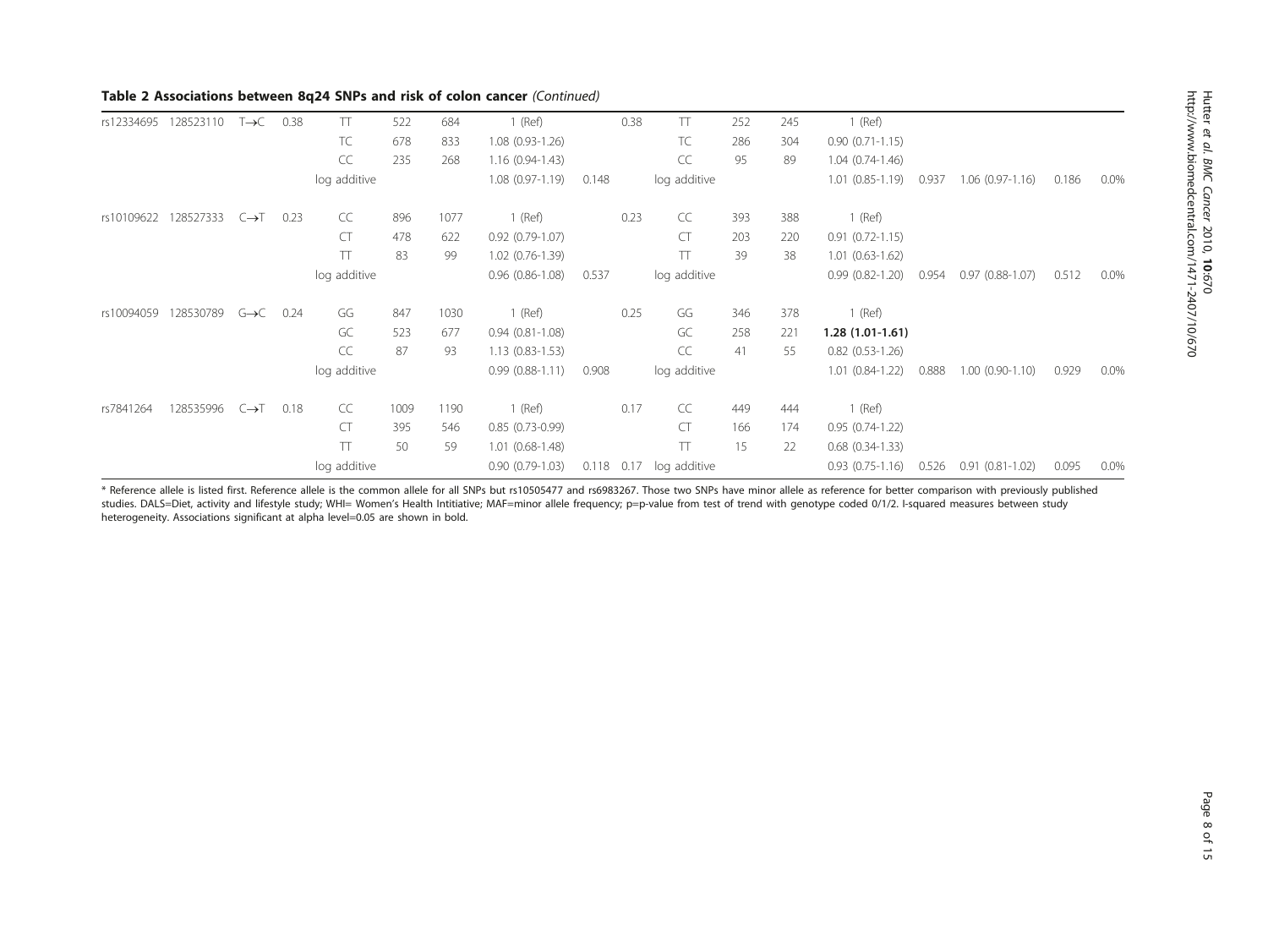**Table 2 Associations between 8q24 SNPs and risk of colon cancer** *(Continued)*

| | | | | | | | | | | | | | | | | | | |
|---|---|---|---|---|---|---|---|---|---|---|---|---|---|---|---|---|---|---|
| rs12334695 | 128523110 | T→C | 0.38 | TT | 522 | 684 | 1 (Ref) | | 0.38 | TT | 252 | 245 | 1 (Ref) | | | | | |
| | | | | TC | 678 | 833 | 1.08 (0.93-1.26) | | | TC | 286 | 304 | 0.90 (0.71-1.15) | | | | | |
| | | | | CC | 235 | 268 | 1.16 (0.94-1.43) | | | CC | 95 | 89 | 1.04 (0.74-1.46) | | | | | |
| | | | | log additive | | | 1.08 (0.97-1.19) | 0.148 | | log additive | | | 1.01 (0.85-1.19) | 0.937 | 1.06 (0.97-1.16) | 0.186 | 0.0% | |
| rs10109622 | 128527333 | C→T | 0.23 | CC | 896 | 1077 | 1 (Ref) | | 0.23 | CC | 393 | 388 | 1 (Ref) | | | | | |
| | | | | CT | 478 | 622 | 0.92 (0.79-1.07) | | | CT | 203 | 220 | 0.91 (0.72-1.15) | | | | | |
| | | | | TT | 83 | 99 | 1.02 (0.76-1.39) | | | TT | 39 | 38 | 1.01 (0.63-1.62) | | | | | |
| | | | | log additive | | | 0.96 (0.86-1.08) | 0.537 | | log additive | | | 0.99 (0.82-1.20) | 0.954 | 0.97 (0.88-1.07) | 0.512 | 0.0% | |
| rs10094059 | 128530789 | G→C | 0.24 | GG | 847 | 1030 | 1 (Ref) | | 0.25 | GG | 346 | 378 | 1 (Ref) | | | | | |
| | | | | GC | 523 | 677 | 0.94 (0.81-1.08) | | | GC | 258 | 221 | **1.28 (1.01-1.61)** | | | | | |
| | | | | CC | 87 | 93 | 1.13 (0.83-1.53) | | | CC | 41 | 55 | 0.82 (0.53-1.26) | | | | | |
| | | | | log additive | | | 0.99 (0.88-1.11) | 0.908 | | log additive | | | 1.01 (0.84-1.22) | 0.888 | 1.00 (0.90-1.10) | 0.929 | 0.0% | |
| rs7841264 | 128535996 | C→T | 0.18 | CC | 1009 | 1190 | 1 (Ref) | | 0.17 | CC | 449 | 444 | 1 (Ref) | | | | | |
| | | | | CT | 395 | 546 | 0.85 (0.73-0.99) | | | CT | 166 | 174 | 0.95 (0.74-1.22) | | | | | |
| | | | | TT | 50 | 59 | 1.01 (0.68-1.48) | | | TT | 15 | 22 | 0.68 (0.34-1.33) | | | | | |
| | | | | log additive | | | 0.90 (0.79-1.03) | 0.118 | 0.17 | log additive | | | 0.93 (0.75-1.16) | 0.526 | 0.91 (0.81-1.02) | 0.095 | 0.0% | |

\* Reference allele is listed first. Reference allele is the common allele for all SNPs but rs10505477 and rs6983267. Those two SNPs have minor allele as reference for better comparison with previously published studies. DALS=Diet, activity and lifestyle study; WHI= Women's Health Intitiative; MAF=minor allele frequency; p=p-value from test of trend with genotype coded 0/1/2. I-squared measures between study heterogeneity. Associations significant at alpha level=0.05 are shown in bold.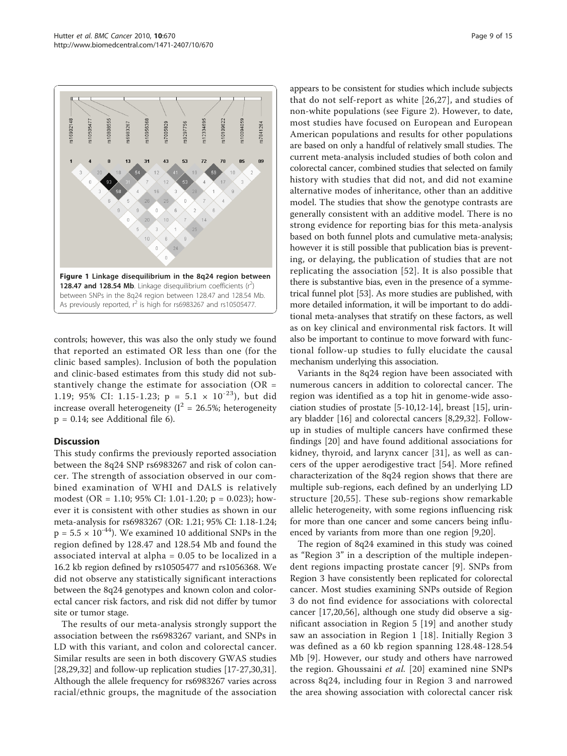**Figure 1 Linkage disequilibrium in the 8q24 region between 128.47 and 128.54 Mb**. Linkage disequilibrium coefficients ($r^2$) between SNPs in the 8q24 region between 128.47 and 128.54 Mb. As previously reported, $r^2$ is high for rs6983267 and rs10505477.

controls; however, this was also the only study we found that reported an estimated OR less than one (for the clinic based samples). Inclusion of both the population and clinic-based estimates from this study did not substantively change the estimate for association (OR = 1.19; 95% CI: 1.15-1.23; $p = 5.1 \times 10^{-23}$), but did increase overall heterogeneity ($I^2 = 26.5\%$; heterogeneity $p = 0.14$; see Additional file 6).

## Discussion

This study confirms the previously reported association between the 8q24 SNP rs6983267 and risk of colon cancer. The strength of association observed in our combined examination of WHI and DALS is relatively modest (OR = 1.10; 95% CI: 1.01-1.20; $p = 0.023$); however it is consistent with other studies as shown in our meta-analysis for rs6983267 (OR: 1.21; 95% CI: 1.18-1.24; $p = 5.5 \times 10^{-44}$). We examined 10 additional SNPs in the region defined by 128.47 and 128.54 Mb and found the associated interval at alpha = 0.05 to be localized in a 16.2 kb region defined by rs10505477 and rs1056368. We did not observe any statistically significant interactions between the 8q24 genotypes and known colon and colorectal cancer risk factors, and risk did not differ by tumor site or tumor stage.

The results of our meta-analysis strongly support the association between the rs6983267 variant, and SNPs in LD with this variant, and colon and colorectal cancer. Similar results are seen in both discovery GWAS studies [28,29,32] and follow-up replication studies [17-27,30,31]. Although the allele frequency for rs6983267 varies across racial/ethnic groups, the magnitude of the association appears to be consistent for studies which include subjects that do not self-report as white [26,27], and studies of non-white populations (see Figure 2). However, to date, most studies have focused on European and European American populations and results for other populations are based on only a handful of relatively small studies. The current meta-analysis included studies of both colon and colorectal cancer, combined studies that selected on family history with studies that did not, and did not examine alternative modes of inheritance, other than an additive model. The studies that show the genotype contrasts are generally consistent with an additive model. There is no strong evidence for reporting bias for this meta-analysis based on both funnel plots and cumulative meta-analysis; however it is still possible that publication bias is preventing, or delaying, the publication of studies that are not replicating the association [52]. It is also possible that there is substantive bias, even in the presence of a symmetrical funnel plot [53]. As more studies are published, with more detailed information, it will be important to do additional meta-analyses that stratify on these factors, as well as on key clinical and environmental risk factors. It will also be important to continue to move forward with functional follow-up studies to fully elucidate the causal mechanism underlying this association.

Variants in the 8q24 region have been associated with numerous cancers in addition to colorectal cancer. The region was identified as a top hit in genome-wide association studies of prostate [5-10,12-14], breast [15], urinary bladder [16] and colorectal cancers [8,29,32]. Follow-up in studies of multiple cancers have confirmed these findings [20] and have found additional associations for kidney, thyroid, and larynx cancer [31], as well as cancers of the upper aerodigestive tract [54]. More refined characterization of the 8q24 region shows that there are multiple sub-regions, each defined by an underlying LD structure [20,55]. These sub-regions show remarkable allelic heterogeneity, with some regions influencing risk for more than one cancer and some cancers being influenced by variants from more than one region [9,20].

The region of 8q24 examined in this study was coined as "Region 3" in a description of the multiple independent regions impacting prostate cancer [9]. SNPs from Region 3 have consistently been replicated for colorectal cancer. Most studies examining SNPs outside of Region 3 do not find evidence for associations with colorectal cancer [17,20,56], although one study did observe a significant association in Region 5 [19] and another study saw an association in Region 1 [18]. Initially Region 3 was defined as a 60 kb region spanning 128.48-128.54 Mb [9]. However, our study and others have narrowed the region. Ghoussaini *et al.* [20] examined nine SNPs across 8q24, including four in Region 3 and narrowed the area showing association with colorectal cancer risk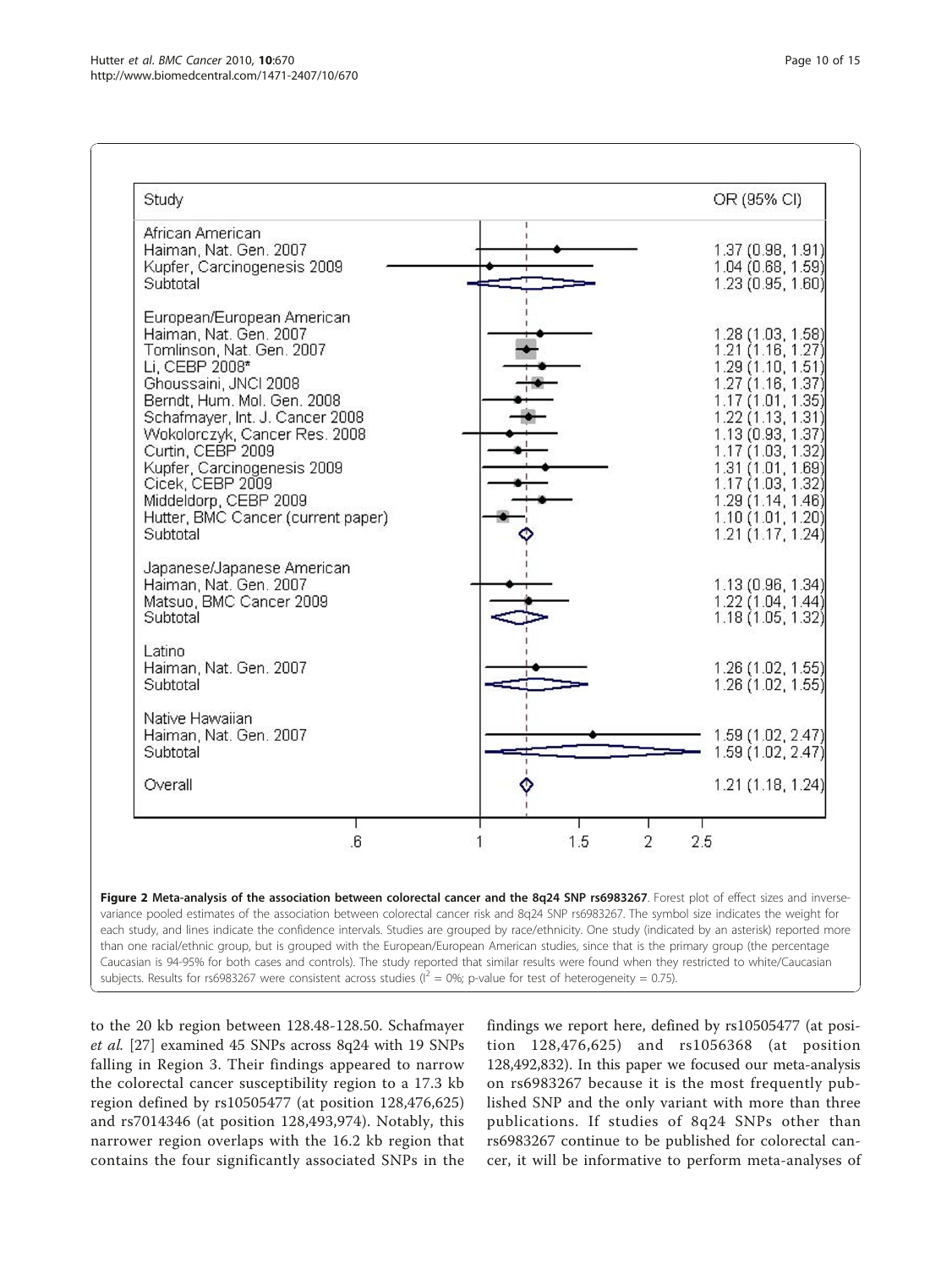| Study | OR (95% CI) |
|---|---|
| **African American** | |
| Haiman, Nat. Gen. 2007 | 1.37 (0.98, 1.91) |
| Kupfer, Carcinogenesis 2009 | 1.04 (0.68, 1.59) |
| Subtotal | 1.23 (0.95, 1.60) |
| **European/European American** | |
| Haiman, Nat. Gen. 2007 | 1.28 (1.03, 1.58) |
| Tomlinson, Nat. Gen. 2007 | 1.21 (1.16, 1.27) |
| Li, CEBP 2008* | 1.29 (1.10, 1.51) |
| Ghoussaini, JNCI 2008 | 1.27 (1.16, 1.37) |
| Berndt, Hum. Mol. Gen. 2008 | 1.17 (1.01, 1.35) |
| Schafmayer, Int. J. Cancer 2008 | 1.22 (1.13, 1.31) |
| Wokolorczyk, Cancer Res. 2008 | 1.13 (0.93, 1.37) |
| Curtin, CEBP 2009 | 1.17 (1.03, 1.32) |
| Kupfer, Carcinogenesis 2009 | 1.31 (1.01, 1.69) |
| Cicek, CEBP 2009 | 1.17 (1.03, 1.32) |
| Middeldorp, CEBP 2009 | 1.29 (1.14, 1.46) |
| Hutter, BMC Cancer (current paper) | 1.10 (1.01, 1.20) |
| Subtotal | 1.21 (1.17, 1.24) |
| **Japanese/Japanese American** | |
| Haiman, Nat. Gen. 2007 | 1.13 (0.96, 1.34) |
| Matsuo, BMC Cancer 2009 | 1.22 (1.04, 1.44) |
| Subtotal | 1.18 (1.05, 1.32) |
| **Latino** | |
| Haiman, Nat. Gen. 2007 | 1.26 (1.02, 1.55) |
| Subtotal | 1.26 (1.02, 1.55) |
| **Native Hawaiian** | |
| Haiman, Nat. Gen. 2007 | 1.59 (1.02, 2.47) |
| Subtotal | 1.59 (1.02, 2.47) |
| **Overall** | 1.21 (1.18, 1.24) |

**Figure 2 Meta-analysis of the association between colorectal cancer and the 8q24 SNP rs6983267**. Forest plot of effect sizes and inverse-variance pooled estimates of the association between colorectal cancer risk and 8q24 SNP rs6983267. The symbol size indicates the weight for each study, and lines indicate the confidence intervals. Studies are grouped by race/ethnicity. One study (indicated by an asterisk) reported more than one racial/ethnic group, but is grouped with the European/European American studies, since that is the primary group (the percentage Caucasian is 94-95% for both cases and controls). The study reported that similar results were found when they restricted to white/Caucasian subjects. Results for rs6983267 were consistent across studies ($I^2$ = 0%; p-value for test of heterogeneity = 0.75).

to the 20 kb region between 128.48-128.50. Schafmayer *et al.* [27] examined 45 SNPs across 8q24 with 19 SNPs falling in Region 3. Their findings appeared to narrow the colorectal cancer susceptibility region to a 17.3 kb region defined by rs10505477 (at position 128,476,625) and rs7014346 (at position 128,493,974). Notably, this narrower region overlaps with the 16.2 kb region that contains the four significantly associated SNPs in the findings we report here, defined by rs10505477 (at position 128,476,625) and rs1056368 (at position 128,492,832). In this paper we focused our meta-analysis on rs6983267 because it is the most frequently published SNP and the only variant with more than three publications. If studies of 8q24 SNPs other than rs6983267 continue to be published for colorectal cancer, it will be informative to perform meta-analyses of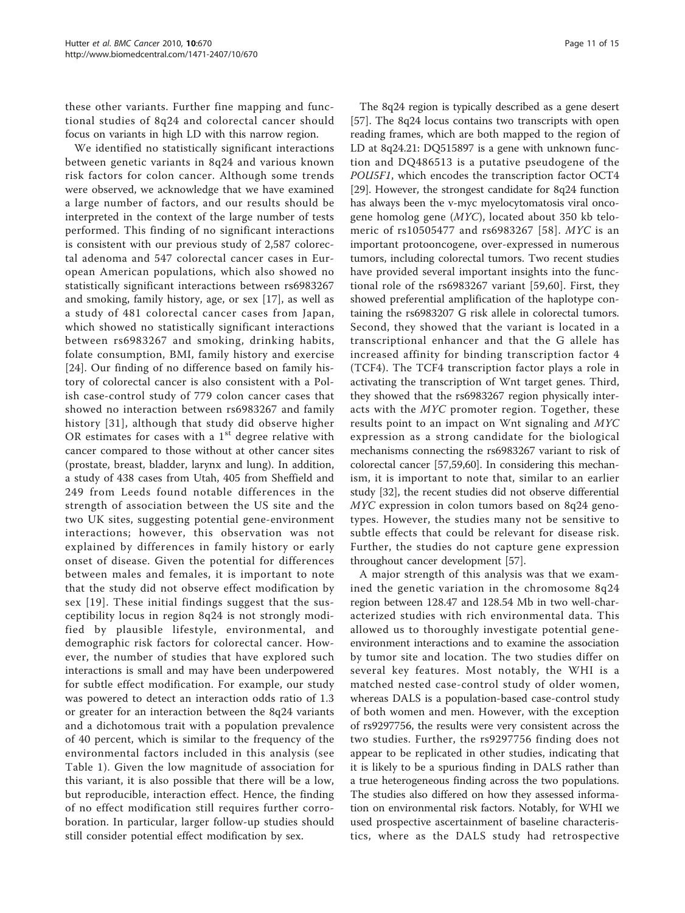these other variants. Further fine mapping and functional studies of 8q24 and colorectal cancer should focus on variants in high LD with this narrow region.

We identified no statistically significant interactions between genetic variants in 8q24 and various known risk factors for colon cancer. Although some trends were observed, we acknowledge that we have examined a large number of factors, and our results should be interpreted in the context of the large number of tests performed. This finding of no significant interactions is consistent with our previous study of 2,587 colorectal adenoma and 547 colorectal cancer cases in European American populations, which also showed no statistically significant interactions between rs6983267 and smoking, family history, age, or sex [17], as well as a study of 481 colorectal cancer cases from Japan, which showed no statistically significant interactions between rs6983267 and smoking, drinking habits, folate consumption, BMI, family history and exercise [24]. Our finding of no difference based on family history of colorectal cancer is also consistent with a Polish case-control study of 779 colon cancer cases that showed no interaction between rs6983267 and family history [31], although that study did observe higher OR estimates for cases with a 1st degree relative with cancer compared to those without at other cancer sites (prostate, breast, bladder, larynx and lung). In addition, a study of 438 cases from Utah, 405 from Sheffield and 249 from Leeds found notable differences in the strength of association between the US site and the two UK sites, suggesting potential gene-environment interactions; however, this observation was not explained by differences in family history or early onset of disease. Given the potential for differences between males and females, it is important to note that the study did not observe effect modification by sex [19]. These initial findings suggest that the susceptibility locus in region 8q24 is not strongly modified by plausible lifestyle, environmental, and demographic risk factors for colorectal cancer. However, the number of studies that have explored such interactions is small and may have been underpowered for subtle effect modification. For example, our study was powered to detect an interaction odds ratio of 1.3 or greater for an interaction between the 8q24 variants and a dichotomous trait with a population prevalence of 40 percent, which is similar to the frequency of the environmental factors included in this analysis (see Table 1). Given the low magnitude of association for this variant, it is also possible that there will be a low, but reproducible, interaction effect. Hence, the finding of no effect modification still requires further corroboration. In particular, larger follow-up studies should still consider potential effect modification by sex.

The 8q24 region is typically described as a gene desert [57]. The 8q24 locus contains two transcripts with open reading frames, which are both mapped to the region of LD at 8q24.21: DQ515897 is a gene with unknown function and DQ486513 is a putative pseudogene of the *POU5F1*, which encodes the transcription factor OCT4 [29]. However, the strongest candidate for 8q24 function has always been the v-myc myelocytomatosis viral oncogene homolog gene (*MYC*), located about 350 kb telomeric of rs10505477 and rs6983267 [58]. *MYC* is an important protooncogene, over-expressed in numerous tumors, including colorectal tumors. Two recent studies have provided several important insights into the functional role of the rs6983267 variant [59,60]. First, they showed preferential amplification of the haplotype containing the rs6983207 G risk allele in colorectal tumors. Second, they showed that the variant is located in a transcriptional enhancer and that the G allele has increased affinity for binding transcription factor 4 (TCF4). The TCF4 transcription factor plays a role in activating the transcription of Wnt target genes. Third, they showed that the rs6983267 region physically interacts with the *MYC* promoter region. Together, these results point to an impact on Wnt signaling and *MYC* expression as a strong candidate for the biological mechanisms connecting the rs6983267 variant to risk of colorectal cancer [57,59,60]. In considering this mechanism, it is important to note that, similar to an earlier study [32], the recent studies did not observe differential *MYC* expression in colon tumors based on 8q24 genotypes. However, the studies many not be sensitive to subtle effects that could be relevant for disease risk. Further, the studies do not capture gene expression throughout cancer development [57].

A major strength of this analysis was that we examined the genetic variation in the chromosome 8q24 region between 128.47 and 128.54 Mb in two well-characterized studies with rich environmental data. This allowed us to thoroughly investigate potential gene-environment interactions and to examine the association by tumor site and location. The two studies differ on several key features. Most notably, the WHI is a matched nested case-control study of older women, whereas DALS is a population-based case-control study of both women and men. However, with the exception of rs9297756, the results were very consistent across the two studies. Further, the rs9297756 finding does not appear to be replicated in other studies, indicating that it is likely to be a spurious finding in DALS rather than a true heterogeneous finding across the two populations. The studies also differed on how they assessed information on environmental risk factors. Notably, for WHI we used prospective ascertainment of baseline characteristics, where as the DALS study had retrospective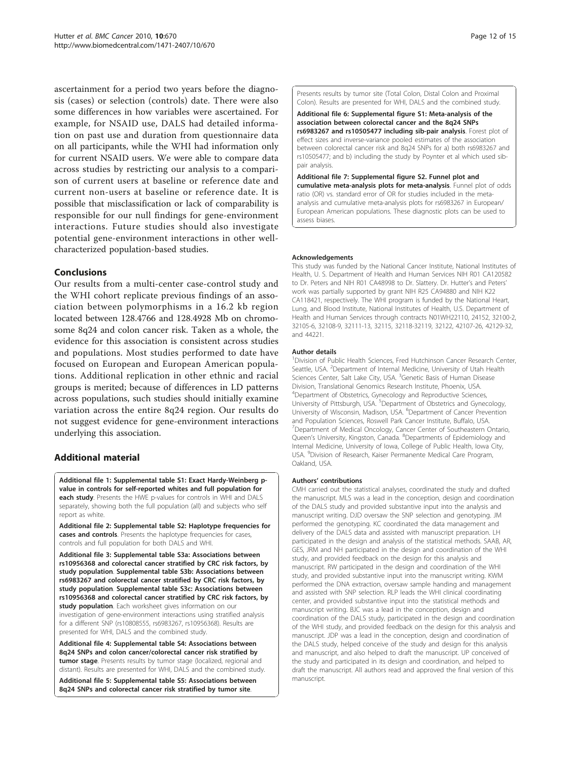ascertainment for a period two years before the diagnosis (cases) or selection (controls) date. There were also some differences in how variables were ascertained. For example, for NSAID use, DALS had detailed information on past use and duration from questionnaire data on all participants, while the WHI had information only for current NSAID users. We were able to compare data across studies by restricting our analysis to a comparison of current users at baseline or reference date and current non-users at baseline or reference date. It is possible that misclassification or lack of comparability is responsible for our null findings for gene-environment interactions. Future studies should also investigate potential gene-environment interactions in other well-characterized population-based studies.

## Conclusions

Our results from a multi-center case-control study and the WHI cohort replicate previous findings of an association between polymorphisms in a 16.2 kb region located between 128.4766 and 128.4928 Mb on chromosome 8q24 and colon cancer risk. Taken as a whole, the evidence for this association is consistent across studies and populations. Most studies performed to date have focused on European and European American populations. Additional replication in other ethnic and racial groups is merited; because of differences in LD patterns across populations, such studies should initially examine variation across the entire 8q24 region. Our results do not suggest evidence for gene-environment interactions underlying this association.

## Additional material

**Additional file 1: Supplemental table S1: Exact Hardy-Weinberg p-value in controls for self-reported whites and full population for each study**. Presents the HWE p-values for controls in WHI and DALS separately, showing both the full population (all) and subjects who self report as white.

**Additional file 2: Supplemental table S2: Haplotype frequencies for cases and controls**. Presents the haplotype frequencies for cases, controls and full population for both DALS and WHI.

**Additional file 3: Supplemental table S3a: Associations between rs10956368 and colorectal cancer stratified by CRC risk factors, by study population**. **Supplemental table S3b: Associations between rs6983267 and colorectal cancer stratified by CRC risk factors, by study population**. **Supplemental table S3c: Associations between rs10956368 and colorectal cancer stratified by CRC risk factors, by study population**. Each worksheet gives information on our investigation of gene-environment interactions using stratified analysis for a different SNP (rs10808555, rs6983267, rs10956368). Results are presented for WHI, DALS and the combined study.

**Additional file 4: Supplemental table S4: Associations between 8q24 SNPs and colon cancer/colorectal cancer risk stratified by tumor stage**. Presents results by tumor stage (localized, regional and distant). Results are presented for WHI, DALS and the combined study.

**Additional file 5: Supplemental table S5: Associations between 8q24 SNPs and colorectal cancer risk stratified by tumor site**. Presents results by tumor site (Total Colon, Distal Colon and Proximal Colon). Results are presented for WHI, DALS and the combined study.

**Additional file 6: Supplemental figure S1: Meta-analysis of the association between colorectal cancer and the 8q24 SNPs rs6983267 and rs10505477 including sib-pair analysis**. Forest plot of effect sizes and inverse-variance pooled estimates of the association between colorectal cancer risk and 8q24 SNPs for a) both rs6983267 and rs10505477; and b) including the study by Poynter et al which used sib-pair analysis.

**Additional file 7: Supplemental figure S2. Funnel plot and cumulative meta-analysis plots for meta-analysis**. Funnel plot of odds ratio (OR) vs. standard error of OR for studies included in the meta-analysis and cumulative meta-analysis plots for rs6983267 in European/European American populations. These diagnostic plots can be used to assess biases.

#### Acknowledgements

This study was funded by the National Cancer Institute, National Institutes of Health, U. S. Department of Health and Human Services NIH R01 CA120582 to Dr. Peters and NIH R01 CA48998 to Dr. Slattery. Dr. Hutter's and Peters' work was partially supported by grant NIH R25 CA94880 and NIH K22 CA118421, respectively. The WHI program is funded by the National Heart, Lung, and Blood Institute, National Institutes of Health, U.S. Department of Health and Human Services through contracts N01WH22110, 24152, 32100-2, 32105-6, 32108-9, 32111-13, 32115, 32118-32119, 32122, 42107-26, 42129-32, and 44221.

#### Author details

[1]Division of Public Health Sciences, Fred Hutchinson Cancer Research Center, Seattle, USA. [2]Department of Internal Medicine, University of Utah Health Sciences Center, Salt Lake City, USA. [3]Genetic Basis of Human Disease Division, Translational Genomics Research Institute, Phoenix, USA. [4]Department of Obstetrics, Gynecology and Reproductive Sciences, University of Pittsburgh, USA. [5]Department of Obstetrics and Gynecology, University of Wisconsin, Madison, USA. [6]Department of Cancer Prevention and Population Sciences, Roswell Park Cancer Institute, Buffalo, USA. [7]Department of Medical Oncology, Cancer Center of Southeastern Ontario, Queen's University, Kingston, Canada. [8]Departments of Epidemiology and Internal Medicine, University of Iowa, College of Public Health, Iowa City, USA. [9]Division of Research, Kaiser Permanente Medical Care Program, Oakland, USA.

#### Authors' contributions

CMH carried out the statistical analyses, coordinated the study and drafted the manuscript. MLS was a lead in the conception, design and coordination of the DALS study and provided substantive input into the analysis and manuscript writing. DJD oversaw the SNP selection and genotyping. JM performed the genotyping. KC coordinated the data management and delivery of the DALS data and assisted with manuscript preparation. LH participated in the design and analysis of the statistical methods. SAAB, AR, GES, JRM and NH participated in the design and coordination of the WHI study, and provided feedback on the design for this analysis and manuscript. RW participated in the design and coordination of the WHI study, and provided substantive input into the manuscript writing. KWM performed the DNA extraction, oversaw sample handing and management and assisted with SNP selection. RLP leads the WHI clinical coordinating center, and provided substantive input into the statistical methods and manuscript writing. BJC was a lead in the conception, design and coordination of the DALS study, participated in the design and coordination of the WHI study, and provided feedback on the design for this analysis and manuscript. JDP was a lead in the conception, design and coordination of the DALS study, helped conceive of the study and design for this analysis and manuscript, and also helped to draft the manuscript. UP conceived of the study and participated in its design and coordination, and helped to draft the manuscript. All authors read and approved the final version of this manuscript.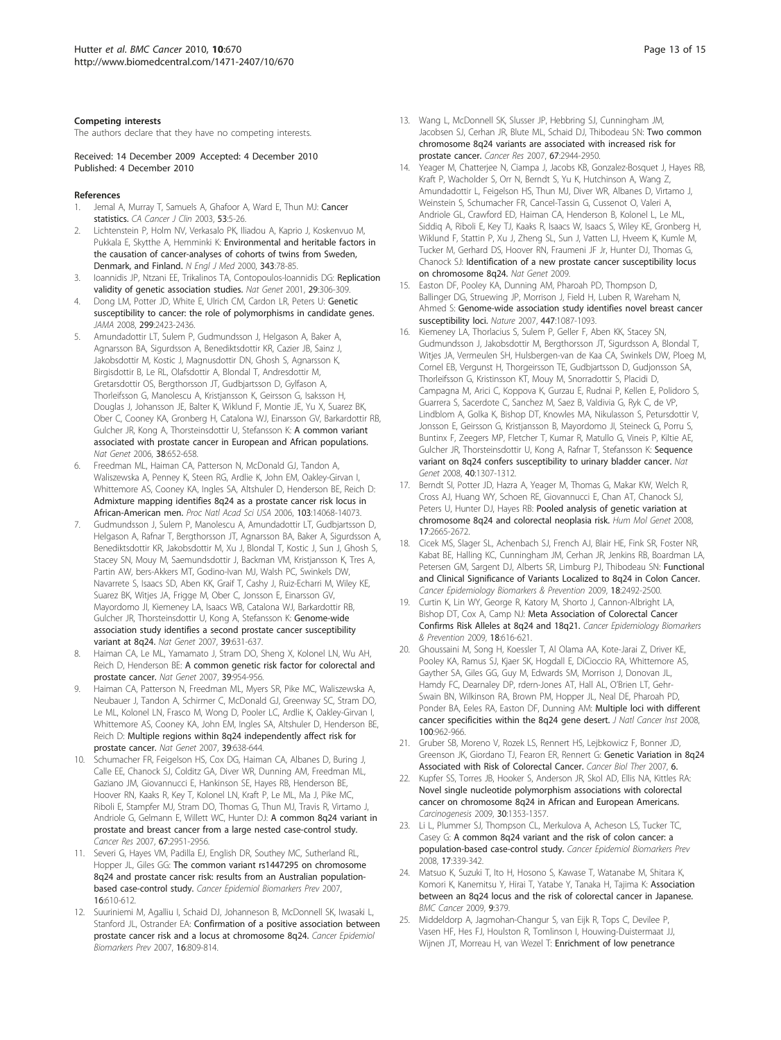### Competing interests

The authors declare that they have no competing interests.

Received: 14 December 2009 Accepted: 4 December 2010
Published: 4 December 2010

### References

1. Jemal A, Murray T, Samuels A, Ghafoor A, Ward E, Thun MJ: **Cancer statistics.** *CA Cancer J Clin* 2003, **53**:5-26.
2. Lichtenstein P, Holm NV, Verkasalo PK, Iliadou A, Kaprio J, Koskenvuo M, Pukkala E, Skytthe A, Hemminki K: **Environmental and heritable factors in the causation of cancer-analyses of cohorts of twins from Sweden, Denmark, and Finland.** *N Engl J Med* 2000, **343**:78-85.
3. Ioannidis JP, Ntzani EE, Trikalinos TA, Contopoulos-Ioannidis DG: **Replication validity of genetic association studies.** *Nat Genet* 2001, **29**:306-309.
4. Dong LM, Potter JD, White E, Ulrich CM, Cardon LR, Peters U: **Genetic susceptibility to cancer: the role of polymorphisms in candidate genes.** *JAMA* 2008, **299**:2423-2436.
5. Amundadottir LT, Sulem P, Gudmundsson J, Helgason A, Baker A, Agnarsson BA, Sigurdsson A, Benediktsdottir KR, Cazier JB, Sainz J, Jakobsdottir M, Kostic J, Magnusdottir DN, Ghosh S, Agnarsson K, Birgisdottir B, Le RL, Olafsdottir A, Blondal T, Andresdottir M, Gretarsdottir OS, Bergthorsson JT, Gudbjartsson D, Gylfason A, Thorleifsson G, Manolescu A, Kristjansson K, Geirsson G, Isaksson H, Douglas J, Johansson JE, Balter K, Wiklund F, Montie JE, Yu X, Suarez BK, Ober C, Cooney KA, Gronberg H, Catalona WJ, Einarsson GV, Barkardottir RB, Gulcher JR, Kong A, Thorsteinsdottir U, Stefansson K: **A common variant associated with prostate cancer in European and African populations.** *Nat Genet* 2006, **38**:652-658.
6. Freedman ML, Haiman CA, Patterson N, McDonald GJ, Tandon A, Waliszewska A, Penney K, Steen RG, Ardlie K, John EM, Oakley-Girvan I, Whittemore AS, Cooney KA, Ingles SA, Altshuler D, Henderson BE, Reich D: **Admixture mapping identifies 8q24 as a prostate cancer risk locus in African-American men.** *Proc Natl Acad Sci USA* 2006, **103**:14068-14073.
7. Gudmundsson J, Sulem P, Manolescu A, Amundadottir LT, Gudbjartsson D, Helgason A, Rafnar T, Bergthorsson JT, Agnarsson BA, Baker A, Sigurdsson A, Benediktsdottir KR, Jakobsdottir M, Xu J, Blondal T, Kostic J, Sun J, Ghosh S, Stacey SN, Mouy M, Saemundsdottir J, Backman VM, Kristjansson K, Tres A, Partin AW, bers-Akkers MT, Godino-Ivan MJ, Walsh PC, Swinkels DW, Navarrete S, Isaacs SD, Aben KK, Graif T, Cashy J, Ruiz-Echarri M, Wiley KE, Suarez BK, Witjes JA, Frigge M, Ober C, Jonsson E, Einarsson GV, Mayordomo JI, Kiemeney LA, Isaacs WB, Catalona WJ, Barkardottir RB, Gulcher JR, Thorsteinsdottir U, Kong A, Stefansson K: **Genome-wide association study identifies a second prostate cancer susceptibility variant at 8q24.** *Nat Genet* 2007, **39**:631-637.
8. Haiman CA, Le ML, Yamamato J, Stram DO, Sheng X, Kolonel LN, Wu AH, Reich D, Henderson BE: **A common genetic risk factor for colorectal and prostate cancer.** *Nat Genet* 2007, **39**:954-956.
9. Haiman CA, Patterson N, Freedman ML, Myers SR, Pike MC, Waliszewska A, Neubauer J, Tandon A, Schirmer C, McDonald GJ, Greenway SC, Stram DO, Le ML, Kolonel LN, Frasco M, Wong D, Pooler LC, Ardlie K, Oakley-Girvan I, Whittemore AS, Cooney KA, John EM, Ingles SA, Altshuler D, Henderson BE, Reich D: **Multiple regions within 8q24 independently affect risk for prostate cancer.** *Nat Genet* 2007, **39**:638-644.
10. Schumacher FR, Feigelson HS, Cox DG, Haiman CA, Albanes D, Buring J, Calle EE, Chanock SJ, Colditz GA, Diver WR, Dunning AM, Freedman ML, Gaziano JM, Giovannucci E, Hankinson SE, Hayes RB, Henderson BE, Hoover RN, Kaaks R, Key T, Kolonel LN, Kraft P, Le ML, Ma J, Pike MC, Riboli E, Stampfer MJ, Stram DO, Thomas G, Thun MJ, Travis R, Virtamo J, Andriole G, Gelmann E, Willett WC, Hunter DJ: **A common 8q24 variant in prostate and breast cancer from a large nested case-control study.** *Cancer Res* 2007, **67**:2951-2956.
11. Severi G, Hayes VM, Padilla EJ, English DR, Southey MC, Sutherland RL, Hopper JL, Giles GG: **The common variant rs1447295 on chromosome 8q24 and prostate cancer risk: results from an Australian population-based case-control study.** *Cancer Epidemiol Biomarkers Prev* 2007, **16**:610-612.
12. Suuriniemi M, Agalliu I, Schaid DJ, Johanneson B, McDonnell SK, Iwasaki L, Stanford JL, Ostrander EA: **Confirmation of a positive association between prostate cancer risk and a locus at chromosome 8q24.** *Cancer Epidemiol Biomarkers Prev* 2007, **16**:809-814.
13. Wang L, McDonnell SK, Slusser JP, Hebbring SJ, Cunningham JM, Jacobsen SJ, Cerhan JR, Blute ML, Schaid DJ, Thibodeau SN: **Two common chromosome 8q24 variants are associated with increased risk for prostate cancer.** *Cancer Res* 2007, **67**:2944-2950.
14. Yeager M, Chatterjee N, Ciampa J, Jacobs KB, Gonzalez-Bosquet J, Hayes RB, Kraft P, Wacholder S, Orr N, Berndt S, Yu K, Hutchinson A, Wang Z, Amundadottir L, Feigelson HS, Thun MJ, Diver WR, Albanes D, Virtamo J, Weinstein S, Schumacher FR, Cancel-Tassin G, Cussenot O, Valeri A, Andriole GL, Crawford ED, Haiman CA, Henderson B, Kolonel L, Le ML, Siddiq A, Riboli E, Key TJ, Kaaks R, Isaacs W, Isaacs S, Wiley KE, Gronberg H, Wiklund F, Stattin P, Xu J, Zheng SL, Sun J, Vatten LJ, Hveem K, Kumle M, Tucker M, Gerhard DS, Hoover RN, Fraumeni JF Jr, Hunter DJ, Thomas G, Chanock SJ: **Identification of a new prostate cancer susceptibility locus on chromosome 8q24.** *Nat Genet* 2009.
15. Easton DF, Pooley KA, Dunning AM, Pharoah PD, Thompson D, Ballinger DG, Struewing JP, Morrison J, Field H, Luben R, Wareham N, Ahmed S: **Genome-wide association study identifies novel breast cancer susceptibility loci.** *Nature* 2007, **447**:1087-1093.
16. Kiemeney LA, Thorlacius S, Sulem P, Geller F, Aben KK, Stacey SN, Gudmundsson J, Jakobsdottir M, Bergthorsson JT, Sigurdsson A, Blondal T, Witjes JA, Vermeulen SH, Hulsbergen-van de Kaa CA, Swinkels DW, Ploeg M, Cornel EB, Vergunst H, Thorgeirsson TE, Gudbjartsson D, Gudjonsson SA, Thorleifsson G, Kristinsson KT, Mouy M, Snorradottir S, Placidi D, Campagna M, Arici C, Koppova K, Gurzau E, Rudnai P, Kellen E, Polidoro S, Guarrera S, Sacerdote C, Sanchez M, Saez B, Valdivia G, Ryk C, de VP, Lindblom A, Golka K, Bishop DT, Knowles MA, Nikulasson S, Petursdottir V, Jonsson E, Geirsson G, Kristjansson B, Mayordomo JI, Steineck G, Porru S, Buntinx F, Zeegers MP, Fletcher T, Kumar R, Matullo G, Vineis P, Kiltie AE, Gulcher JR, Thorsteinsdottir U, Kong A, Rafnar T, Stefansson K: **Sequence variant on 8q24 confers susceptibility to urinary bladder cancer.** *Nat Genet* 2008, **40**:1307-1312.
17. Berndt SI, Potter JD, Hazra A, Yeager M, Thomas G, Makar KW, Welch R, Cross AJ, Huang WY, Schoen RE, Giovannucci E, Chan AT, Chanock SJ, Peters U, Hunter DJ, Hayes RB: **Pooled analysis of genetic variation at chromosome 8q24 and colorectal neoplasia risk.** *Hum Mol Genet* 2008, **17**:2665-2672.
18. Cicek MS, Slager SL, Achenbach SJ, French AJ, Blair HE, Fink SR, Foster NR, Kabat BE, Halling KC, Cunningham JM, Cerhan JR, Jenkins RB, Boardman LA, Petersen GM, Sargent DJ, Alberts SR, Limburg PJ, Thibodeau SN: **Functional and Clinical Significance of Variants Localized to 8q24 in Colon Cancer.** *Cancer Epidemiology Biomarkers & Prevention* 2009, **18**:2492-2500.
19. Curtin K, Lin WY, George R, Katory M, Shorto J, Cannon-Albright LA, Bishop DT, Cox A, Camp NJ: **Meta Association of Colorectal Cancer Confirms Risk Alleles at 8q24 and 18q21.** *Cancer Epidemiology Biomarkers & Prevention* 2009, **18**:616-621.
20. Ghoussaini M, Song H, Koessler T, Al Olama AA, Kote-Jarai Z, Driver KE, Pooley KA, Ramus SJ, Kjaer SK, Hogdall E, DiCioccio RA, Whittemore AS, Gayther SA, Giles GG, Guy M, Edwards SM, Morrison J, Donovan JL, Hamdy FC, Dearnaley DP, rdern-Jones AT, Hall AL, O'Brien LT, Gehr-Swain BN, Wilkinson RA, Brown PM, Hopper JL, Neal DE, Pharoah PD, Ponder BA, Eeles RA, Easton DF, Dunning AM: **Multiple loci with different cancer specificities within the 8q24 gene desert.** *J Natl Cancer Inst* 2008, **100**:962-966.
21. Gruber SB, Moreno V, Rozek LS, Rennert HS, Lejbkowicz F, Bonner JD, Greenson JK, Giordano TJ, Fearon ER, Rennert G: **Genetic Variation in 8q24 Associated with Risk of Colorectal Cancer.** *Cancer Biol Ther* 2007, **6**.
22. Kupfer SS, Torres JB, Hooker S, Anderson JR, Skol AD, Ellis NA, Kittles RA: **Novel single nucleotide polymorphism associations with colorectal cancer on chromosome 8q24 in African and European Americans.** *Carcinogenesis* 2009, **30**:1353-1357.
23. Li L, Plummer SJ, Thompson CL, Merkulova A, Acheson LS, Tucker TC, Casey G: **A common 8q24 variant and the risk of colon cancer: a population-based case-control study.** *Cancer Epidemiol Biomarkers Prev* 2008, **17**:339-342.
24. Matsuo K, Suzuki T, Ito H, Hosono S, Kawase T, Watanabe M, Shitara K, Komori K, Kanemitsu Y, Hirai T, Yatabe Y, Tanaka H, Tajima K: **Association between an 8q24 locus and the risk of colorectal cancer in Japanese.** *BMC Cancer* 2009, **9**:379.
25. Middeldorp A, Jagmohan-Changur S, van Eijk R, Tops C, Devilee P, Vasen HF, Hes FJ, Houlston R, Tomlinson I, Houwing-Duistermaat JJ, Wijnen JT, Morreau H, van Wezel T: **Enrichment of low penetrance**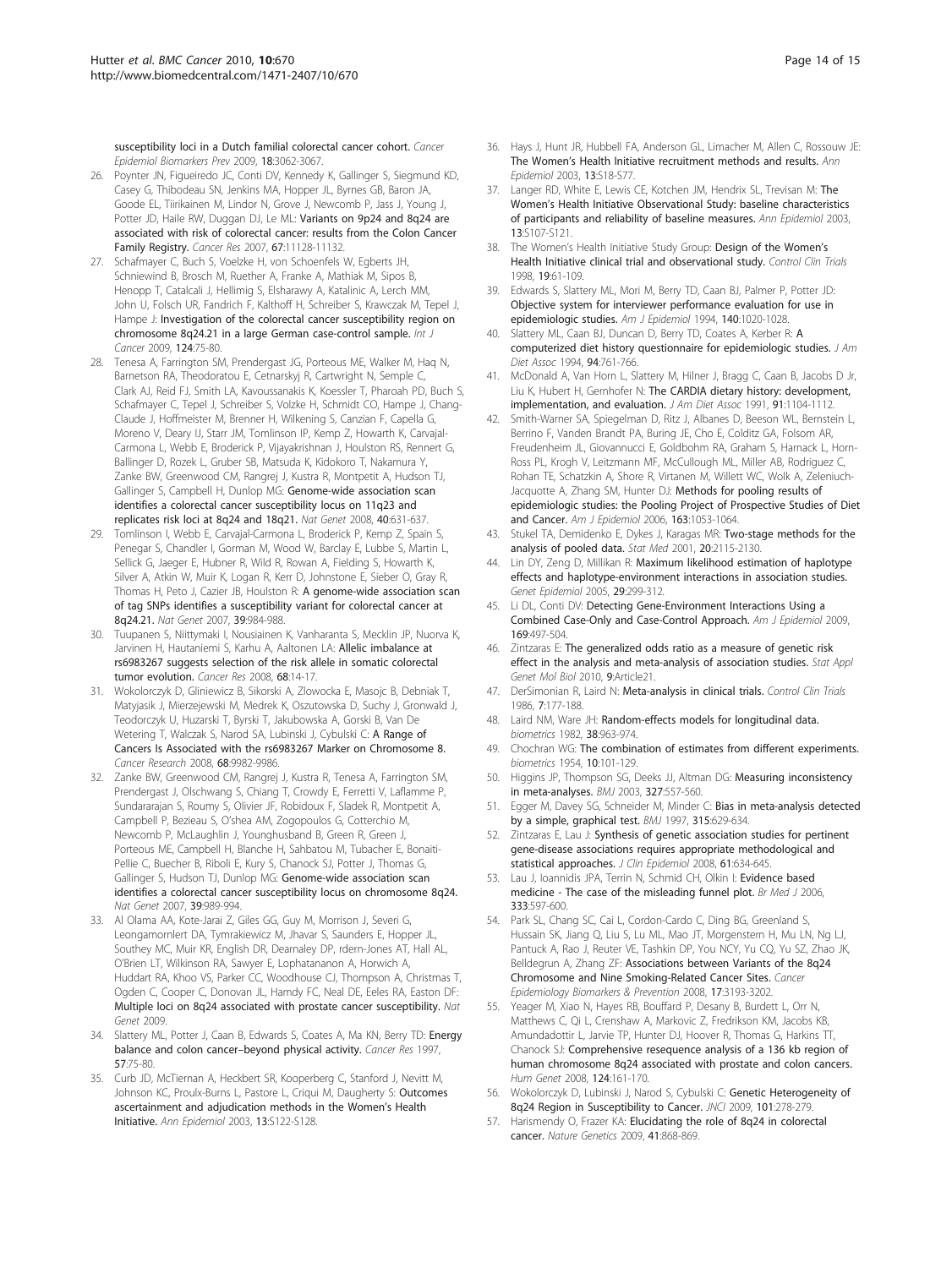susceptibility loci in a Dutch familial colorectal cancer cohort. *Cancer Epidemiol Biomarkers Prev* 2009, **18**:3062-3067.

26. Poynter JN, Figueiredo JC, Conti DV, Kennedy K, Gallinger S, Siegmund KD, Casey G, Thibodeau SN, Jenkins MA, Hopper JL, Byrnes GB, Baron JA, Goode EL, Tiirikainen M, Lindor N, Grove J, Newcomb P, Jass J, Young J, Potter JD, Haile RW, Duggan DJ, Le ML: **Variants on 9p24 and 8q24 are associated with risk of colorectal cancer: results from the Colon Cancer Family Registry.** *Cancer Res* 2007, **67**:11128-11132.
27. Schafmayer C, Buch S, Voelzke H, von Schoenfels W, Egberts JH, Schniewind B, Brosch M, Ruether A, Franke A, Mathiak M, Sipos B, Henopp T, Catalcali J, Hellimig S, Elsharawy A, Katalinic A, Lerch MM, John U, Folsch UR, Fandrich F, Kalthoff H, Schreiber S, Krawczak M, Tepel J, Hampe J: **Investigation of the colorectal cancer susceptibility region on chromosome 8q24.21 in a large German case-control sample.** *Int J Cancer* 2009, **124**:75-80.
28. Tenesa A, Farrington SM, Prendergast JG, Porteous ME, Walker M, Haq N, Barnetson RA, Theodoratou E, Cetnarskyj R, Cartwright N, Semple C, Clark AJ, Reid FJ, Smith LA, Kavoussanakis K, Koessler T, Pharoah PD, Buch S, Schafmayer C, Tepel J, Schreiber S, Volzke H, Schmidt CO, Hampe J, Chang-Claude J, Hoffmeister M, Brenner H, Wilkening S, Canzian F, Capella G, Moreno V, Deary IJ, Starr JM, Tomlinson IP, Kemp Z, Howarth K, Carvajal-Carmona L, Webb E, Broderick P, Vijayakrishnan J, Houlston RS, Rennert G, Ballinger D, Rozek L, Gruber SB, Matsuda K, Kidokoro T, Nakamura Y, Zanke BW, Greenwood CM, Rangrej J, Kustra R, Montpetit A, Hudson TJ, Gallinger S, Campbell H, Dunlop MG: **Genome-wide association scan identifies a colorectal cancer susceptibility locus on 11q23 and replicates risk loci at 8q24 and 18q21.** *Nat Genet* 2008, **40**:631-637.
29. Tomlinson I, Webb E, Carvajal-Carmona L, Broderick P, Kemp Z, Spain S, Penegar S, Chandler I, Gorman M, Wood W, Barclay E, Lubbe S, Martin L, Sellick G, Jaeger E, Hubner R, Wild R, Rowan A, Fielding S, Howarth K, Silver A, Atkin W, Muir K, Logan R, Kerr D, Johnstone E, Sieber O, Gray R, Thomas H, Peto J, Cazier JB, Houlston R: **A genome-wide association scan of tag SNPs identifies a susceptibility variant for colorectal cancer at 8q24.21.** *Nat Genet* 2007, **39**:984-988.
30. Tuupanen S, Niittymaki I, Nousiainen K, Vanharanta S, Mecklin JP, Nuorva K, Jarvinen H, Hautaniemi S, Karhu A, Aaltonen LA: **Allelic imbalance at rs6983267 suggests selection of the risk allele in somatic colorectal tumor evolution.** *Cancer Res* 2008, **68**:14-17.
31. Wokolorczyk D, Gliniewicz B, Sikorski A, Zlowocka E, Masojc B, Debniak T, Matyjasik J, Mierzejewski M, Medrek K, Oszutowska D, Suchy J, Gronwald J, Teodorczyk U, Huzarski T, Byrski T, Jakubowska A, Gorski B, Van De Wetering T, Walczak S, Narod SA, Lubinski J, Cybulski C: **A Range of Cancers Is Associated with the rs6983267 Marker on Chromosome 8.** *Cancer Research* 2008, **68**:9982-9986.
32. Zanke BW, Greenwood CM, Rangrej J, Kustra R, Tenesa A, Farrington SM, Prendergast J, Olschwang S, Chiang T, Crowdy E, Ferretti V, Laflamme P, Sundararajan S, Roumy S, Olivier JF, Robidoux F, Sladek R, Montpetit A, Campbell P, Bezieau S, O'shea AM, Zogopoulos G, Cotterchio M, Newcomb P, McLaughlin J, Younghusband B, Green R, Green J, Porteous ME, Campbell H, Blanche H, Sahbatou M, Tubacher E, Bonaiti-Pellie C, Buecher B, Riboli E, Kury S, Chanock SJ, Potter J, Thomas G, Gallinger S, Hudson TJ, Dunlop MG: **Genome-wide association scan identifies a colorectal cancer susceptibility locus on chromosome 8q24.** *Nat Genet* 2007, **39**:989-994.
33. Al Olama AA, Kote-Jarai Z, Giles GG, Guy M, Morrison J, Severi G, Leongamornlert DA, Tymrakiewicz M, Jhavar S, Saunders E, Hopper JL, Southey MC, Muir KR, English DR, Dearnaley DP, rdern-Jones AT, Hall AL, O'Brien LT, Wilkinson RA, Sawyer E, Lophatananon A, Horwich A, Huddart RA, Khoo VS, Parker CC, Woodhouse CJ, Thompson A, Christmas T, Ogden C, Cooper C, Donovan JL, Hamdy FC, Neal DE, Eeles RA, Easton DF: **Multiple loci on 8q24 associated with prostate cancer susceptibility.** *Nat Genet* 2009.
34. Slattery ML, Potter J, Caan B, Edwards S, Coates A, Ma KN, Berry TD: **Energy balance and colon cancer–beyond physical activity.** *Cancer Res* 1997, **57**:75-80.
35. Curb JD, McTiernan A, Heckbert SR, Kooperberg C, Stanford J, Nevitt M, Johnson KC, Proulx-Burns L, Pastore L, Criqui M, Daugherty S: **Outcomes ascertainment and adjudication methods in the Women's Health Initiative.** *Ann Epidemiol* 2003, **13**:S122-S128.
36. Hays J, Hunt JR, Hubbell FA, Anderson GL, Limacher M, Allen C, Rossouw JE: **The Women's Health Initiative recruitment methods and results.** *Ann Epidemiol* 2003, **13**:S18-S77.
37. Langer RD, White E, Lewis CE, Kotchen JM, Hendrix SL, Trevisan M: **The Women's Health Initiative Observational Study: baseline characteristics of participants and reliability of baseline measures.** *Ann Epidemiol* 2003, **13**:S107-S121.
38. The Women's Health Initiative Study Group: **Design of the Women's Health Initiative clinical trial and observational study.** *Control Clin Trials* 1998, **19**:61-109.
39. Edwards S, Slattery ML, Mori M, Berry TD, Caan BJ, Palmer P, Potter JD: **Objective system for interviewer performance evaluation for use in epidemiologic studies.** *Am J Epidemiol* 1994, **140**:1020-1028.
40. Slattery ML, Caan BJ, Duncan D, Berry TD, Coates A, Kerber R: **A computerized diet history questionnaire for epidemiologic studies.** *J Am Diet Assoc* 1994, **94**:761-766.
41. McDonald A, Van Horn L, Slattery M, Hilner J, Bragg C, Caan B, Jacobs D Jr, Liu K, Hubert H, Gernhofer N: **The CARDIA dietary history: development, implementation, and evaluation.** *J Am Diet Assoc* 1991, **91**:1104-1112.
42. Smith-Warner SA, Spiegelman D, Ritz J, Albanes D, Beeson WL, Bernstein L, Berrino F, Vanden Brandt PA, Buring JE, Cho E, Colditz GA, Folsom AR, Freudenheim JL, Giovannucci E, Goldbohm RA, Graham S, Harnack L, Horn-Ross PL, Krogh V, Leitzmann MF, McCullough ML, Miller AB, Rodriguez C, Rohan TE, Schatzkin A, Shore R, Virtanen M, Willett WC, Wolk A, Zeleniuch-Jacquotte A, Zhang SM, Hunter DJ: **Methods for pooling results of epidemiologic studies: the Pooling Project of Prospective Studies of Diet and Cancer.** *Am J Epidemiol* 2006, **163**:1053-1064.
43. Stukel TA, Demidenko E, Dykes J, Karagas MR: **Two-stage methods for the analysis of pooled data.** *Stat Med* 2001, **20**:2115-2130.
44. Lin DY, Zeng D, Millikan R: **Maximum likelihood estimation of haplotype effects and haplotype-environment interactions in association studies.** *Genet Epidemiol* 2005, **29**:299-312.
45. Li DL, Conti DV: **Detecting Gene-Environment Interactions Using a Combined Case-Only and Case-Control Approach.** *Am J Epidemiol* 2009, **169**:497-504.
46. Zintzaras E: **The generalized odds ratio as a measure of genetic risk effect in the analysis and meta-analysis of association studies.** *Stat Appl Genet Mol Biol* 2010, **9**:Article21.
47. DerSimonian R, Laird N: **Meta-analysis in clinical trials.** *Control Clin Trials* 1986, **7**:177-188.
48. Laird NM, Ware JH: **Random-effects models for longitudinal data.** *biometrics* 1982, **38**:963-974.
49. Chochran WG: **The combination of estimates from different experiments.** *biometrics* 1954, **10**:101-129.
50. Higgins JP, Thompson SG, Deeks JJ, Altman DG: **Measuring inconsistency in meta-analyses.** *BMJ* 2003, **327**:557-560.
51. Egger M, Davey SG, Schneider M, Minder C: **Bias in meta-analysis detected by a simple, graphical test.** *BMJ* 1997, **315**:629-634.
52. Zintzaras E, Lau J: **Synthesis of genetic association studies for pertinent gene-disease associations requires appropriate methodological and statistical approaches.** *J Clin Epidemiol* 2008, **61**:634-645.
53. Lau J, Ioannidis JPA, Terrin N, Schmid CH, Olkin I: **Evidence based medicine - The case of the misleading funnel plot.** *Br Med J* 2006, **333**:597-600.
54. Park SL, Chang SC, Cai L, Cordon-Cardo C, Ding BG, Greenland S, Hussain SK, Jiang Q, Liu S, Lu ML, Mao JT, Morgenstern H, Mu LN, Ng LJ, Pantuck A, Rao J, Reuter VE, Tashkin DP, You NCY, Yu CQ, Yu SZ, Zhao JK, Belldegrun A, Zhang ZF: **Associations between Variants of the 8q24 Chromosome and Nine Smoking-Related Cancer Sites.** *Cancer Epidemiology Biomarkers & Prevention* 2008, **17**:3193-3202.
55. Yeager M, Xiao N, Hayes RB, Bouffard P, Desany B, Burdett L, Orr N, Matthews C, Qi L, Crenshaw A, Markovic Z, Fredrikson KM, Jacobs KB, Amundadottir L, Jarvie TP, Hunter DJ, Hoover R, Thomas G, Harkins TT, Chanock SJ: **Comprehensive resequence analysis of a 136 kb region of human chromosome 8q24 associated with prostate and colon cancers.** *Hum Genet* 2008, **124**:161-170.
56. Wokolorczyk D, Lubinski J, Narod S, Cybulski C: **Genetic Heterogeneity of 8q24 Region in Susceptibility to Cancer.** *JNCI* 2009, **101**:278-279.
57. Harismendy O, Frazer KA: **Elucidating the role of 8q24 in colorectal cancer.** *Nature Genetics* 2009, **41**:868-869.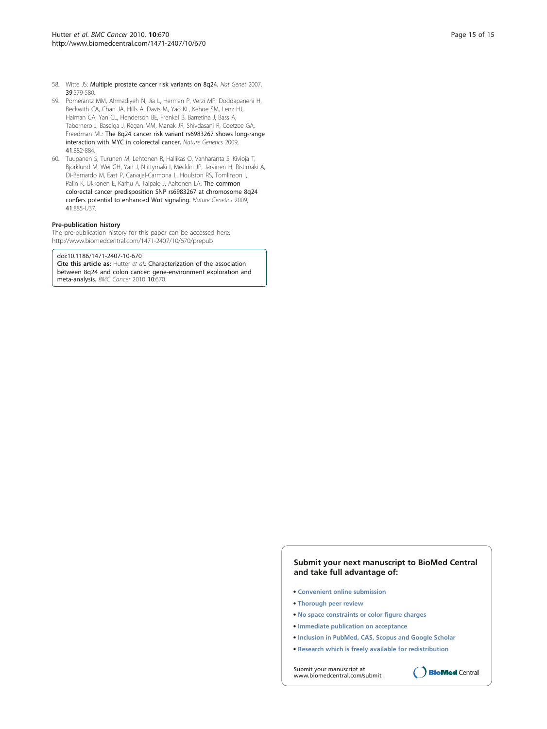58. Witte JS: **Multiple prostate cancer risk variants on 8q24.** *Nat Genet* 2007, **39**:579-580.
59. Pomerantz MM, Ahmadiyeh N, Jia L, Herman P, Verzi MP, Doddapaneni H, Beckwith CA, Chan JA, Hills A, Davis M, Yao KL, Kehoe SM, Lenz HJ, Haiman CA, Yan CL, Henderson BE, Frenkel B, Barretina J, Bass A, Tabernero J, Baselga J, Regan MM, Manak JR, Shivdasani R, Coetzee GA, Freedman ML: **The 8q24 cancer risk variant rs6983267 shows long-range interaction with MYC in colorectal cancer.** *Nature Genetics* 2009, **41**:882-884.
60. Tuupanen S, Turunen M, Lehtonen R, Hallikas O, Vanharanta S, Kivioja T, Bjorklund M, Wei GH, Yan J, Niittymaki I, Mecklin JP, Jarvinen H, Ristimaki A, Di-Bernardo M, East P, Carvajal-Carmona L, Houlston RS, Tomlinson I, Palin K, Ukkonen E, Karhu A, Taipale J, Aaltonen LA: **The common colorectal cancer predisposition SNP rs6983267 at chromosome 8q24 confers potential to enhanced Wnt signaling.** *Nature Genetics* 2009, **41**:885-U37.

**Pre-publication history**

The pre-publication history for this paper can be accessed here:
http://www.biomedcentral.com/1471-2407/10/670/prepub

doi:10.1186/1471-2407-10-670

**Cite this article as:** Hutter *et al.*: Characterization of the association between 8q24 and colon cancer: gene-environment exploration and meta-analysis. *BMC Cancer* 2010 **10**:670.

**Submit your next manuscript to BioMed Central and take full advantage of:**

- Convenient online submission
- Thorough peer review
- No space constraints or color figure charges
- Immediate publication on acceptance
- Inclusion in PubMed, CAS, Scopus and Google Scholar
- Research which is freely available for redistribution

Submit your manuscript at
www.biomedcentral.com/submit

BioMed Central